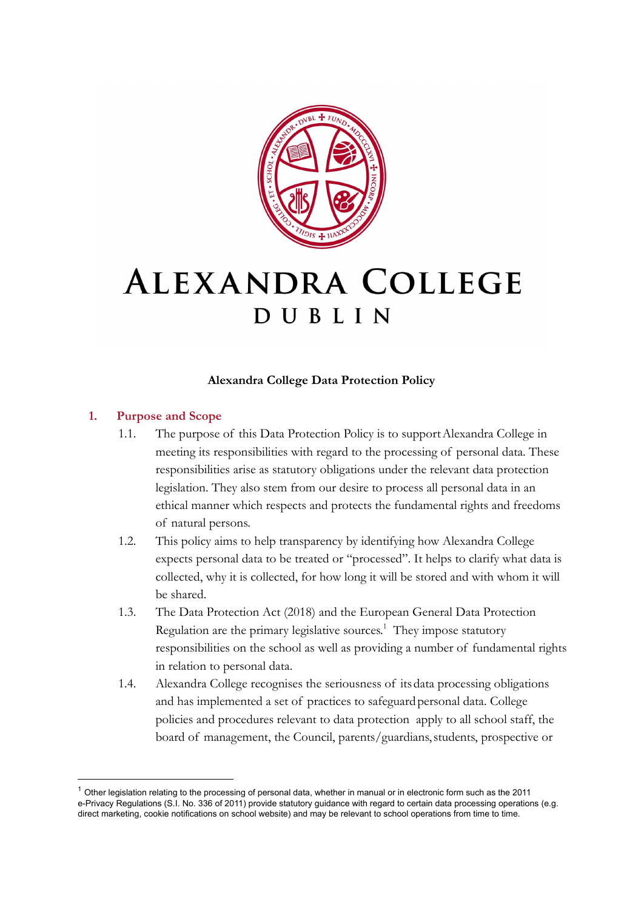# ALEXANDRA COLLEGE

## DUBLIN

**Alexandra College Data Protection Policy**

## 1. Purpose and Scope

1.1. The purpose of this Data Protection Policy is to support Alexandra College in meeting its responsibilities with regard to the processing of personal data. These responsibilities arise as statutory obligations under the relevant data protection legislation. They also stem from our desire to process all personal data in an ethical manner which respects and protects the fundamental rights and freedoms of natural persons.

1.2. This policy aims to help transparency by identifying how Alexandra College expects personal data to be treated or "processed". It helps to clarify what data is collected, why it is collected, for how long it will be stored and with whom it will be shared.

1.3. The Data Protection Act (2018) and the European General Data Protection Regulation are the primary legislative sources.[1] They impose statutory responsibilities on the school as well as providing a number of fundamental rights in relation to personal data.

1.4. Alexandra College recognises the seriousness of its data processing obligations and has implemented a set of practices to safeguard personal data. College policies and procedures relevant to data protection apply to all school staff, the board of management, the Council, parents/guardians, students, prospective or

[1] Other legislation relating to the processing of personal data, whether in manual or in electronic form such as the 2011 e-Privacy Regulations (S.I. No. 336 of 2011) provide statutory guidance with regard to certain data processing operations (e.g. direct marketing, cookie notifications on school website) and may be relevant to school operations from time to time.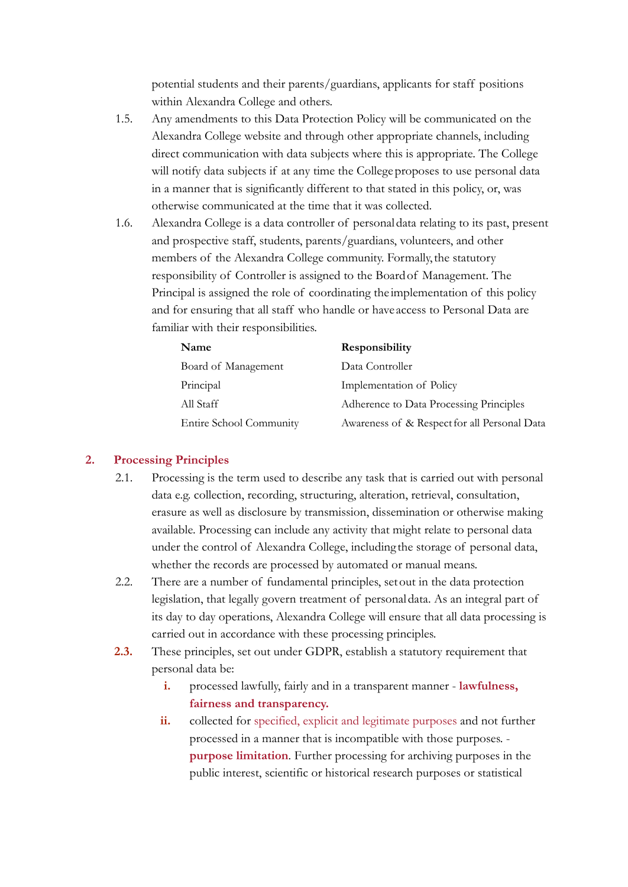potential students and their parents/guardians, applicants for staff positions within Alexandra College and others.

1.5. Any amendments to this Data Protection Policy will be communicated on the Alexandra College website and through other appropriate channels, including direct communication with data subjects where this is appropriate. The College will notify data subjects if at any time the College proposes to use personal data in a manner that is significantly different to that stated in this policy, or, was otherwise communicated at the time that it was collected.

1.6. Alexandra College is a data controller of personal data relating to its past, present and prospective staff, students, parents/guardians, volunteers, and other members of the Alexandra College community. Formally, the statutory responsibility of Controller is assigned to the Board of Management. The Principal is assigned the role of coordinating the implementation of this policy and for ensuring that all staff who handle or have access to Personal Data are familiar with their responsibilities.

| Name | Responsibility |
| --- | --- |
| Board of Management | Data Controller |
| Principal | Implementation of Policy |
| All Staff | Adherence to Data Processing Principles |
| Entire School Community | Awareness of & Respect for all Personal Data |

## 2. Processing Principles

2.1. Processing is the term used to describe any task that is carried out with personal data e.g. collection, recording, structuring, alteration, retrieval, consultation, erasure as well as disclosure by transmission, dissemination or otherwise making available. Processing can include any activity that might relate to personal data under the control of Alexandra College, including the storage of personal data, whether the records are processed by automated or manual means.

2.2. There are a number of fundamental principles, set out in the data protection legislation, that legally govern treatment of personal data. As an integral part of its day to day operations, Alexandra College will ensure that all data processing is carried out in accordance with these processing principles.

**2.3.** These principles, set out under GDPR, establish a statutory requirement that personal data be:

- **i.** processed lawfully, fairly and in a transparent manner - **lawfulness, fairness and transparency.**
- **ii.** collected for specified, explicit and legitimate purposes and not further processed in a manner that is incompatible with those purposes. - **purpose limitation**. Further processing for archiving purposes in the public interest, scientific or historical research purposes or statistical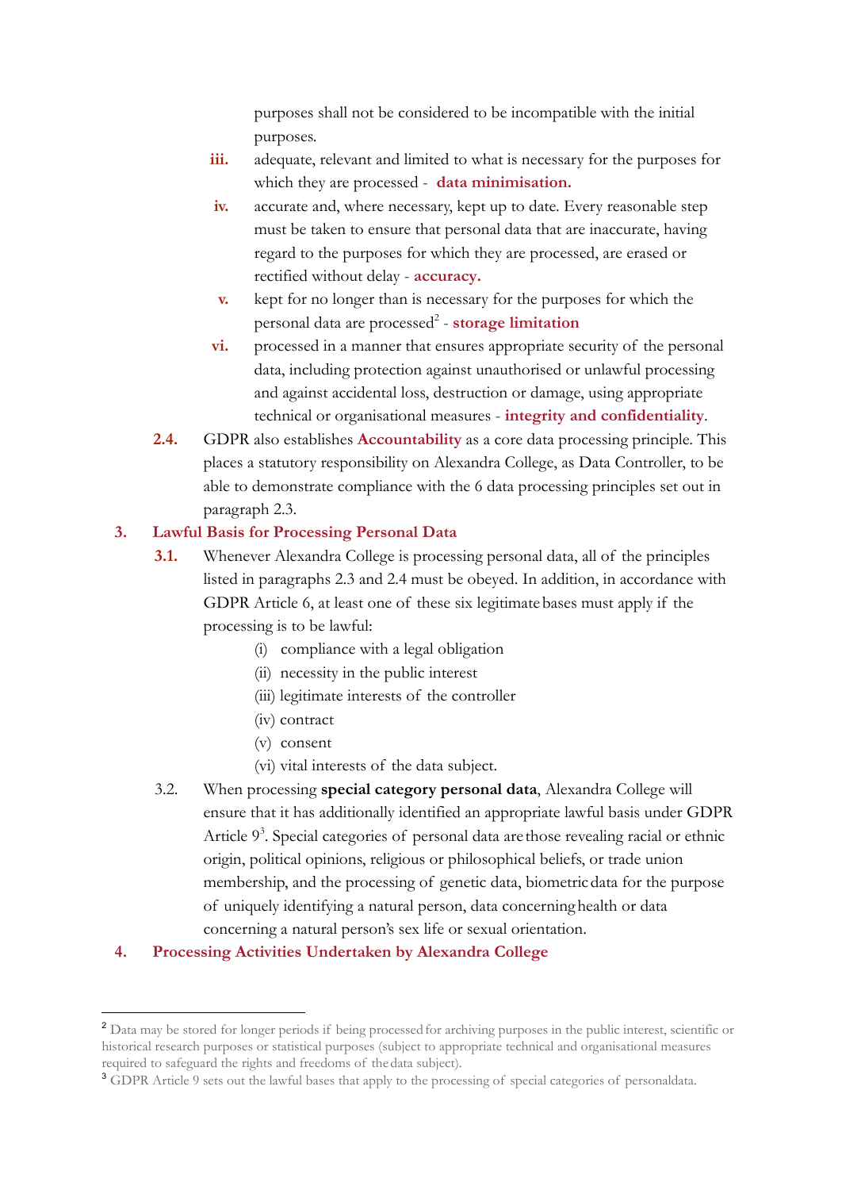purposes shall not be considered to be incompatible with the initial purposes.

**iii.** adequate, relevant and limited to what is necessary for the purposes for which they are processed - **data minimisation.**

**iv.** accurate and, where necessary, kept up to date. Every reasonable step must be taken to ensure that personal data that are inaccurate, having regard to the purposes for which they are processed, are erased or rectified without delay - **accuracy.**

**v.** kept for no longer than is necessary for the purposes for which the personal data are processed[2] - **storage limitation**

**vi.** processed in a manner that ensures appropriate security of the personal data, including protection against unauthorised or unlawful processing and against accidental loss, destruction or damage, using appropriate technical or organisational measures - **integrity and confidentiality**.

**2.4.** GDPR also establishes **Accountability** as a core data processing principle. This places a statutory responsibility on Alexandra College, as Data Controller, to be able to demonstrate compliance with the 6 data processing principles set out in paragraph 2.3.

## 3. Lawful Basis for Processing Personal Data

**3.1.** Whenever Alexandra College is processing personal data, all of the principles listed in paragraphs 2.3 and 2.4 must be obeyed. In addition, in accordance with GDPR Article 6, at least one of these six legitimate bases must apply if the processing is to be lawful:

(i) compliance with a legal obligation
(ii) necessity in the public interest
(iii) legitimate interests of the controller
(iv) contract
(v) consent
(vi) vital interests of the data subject.

3.2. When processing **special category personal data**, Alexandra College will ensure that it has additionally identified an appropriate lawful basis under GDPR Article 9[3]. Special categories of personal data are those revealing racial or ethnic origin, political opinions, religious or philosophical beliefs, or trade union membership, and the processing of genetic data, biometric data for the purpose of uniquely identifying a natural person, data concerning health or data concerning a natural person's sex life or sexual orientation.

## 4. Processing Activities Undertaken by Alexandra College

[2] Data may be stored for longer periods if being processed for archiving purposes in the public interest, scientific or historical research purposes or statistical purposes (subject to appropriate technical and organisational measures required to safeguard the rights and freedoms of the data subject).

[3] GDPR Article 9 sets out the lawful bases that apply to the processing of special categories of personal data.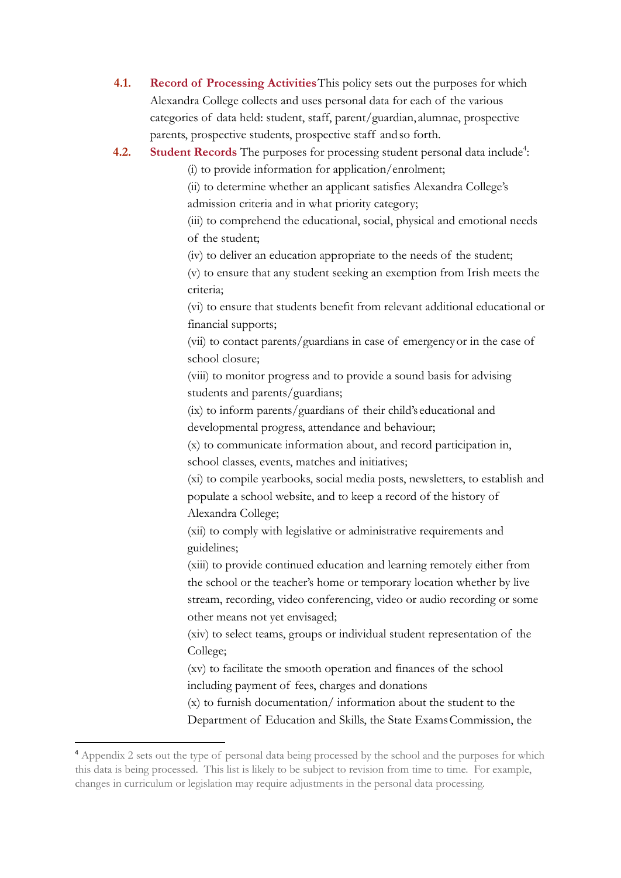**4.1. Record of Processing Activities** This policy sets out the purposes for which Alexandra College collects and uses personal data for each of the various categories of data held: student, staff, parent/guardian, alumnae, prospective parents, prospective students, prospective staff and so forth.

**4.2. Student Records** The purposes for processing student personal data include[4]:

(i) to provide information for application/enrolment;

(ii) to determine whether an applicant satisfies Alexandra College's admission criteria and in what priority category;

(iii) to comprehend the educational, social, physical and emotional needs of the student;

(iv) to deliver an education appropriate to the needs of the student;

(v) to ensure that any student seeking an exemption from Irish meets the criteria;

(vi) to ensure that students benefit from relevant additional educational or financial supports;

(vii) to contact parents/guardians in case of emergency or in the case of school closure;

(viii) to monitor progress and to provide a sound basis for advising students and parents/guardians;

(ix) to inform parents/guardians of their child's educational and developmental progress, attendance and behaviour;

(x) to communicate information about, and record participation in, school classes, events, matches and initiatives;

(xi) to compile yearbooks, social media posts, newsletters, to establish and populate a school website, and to keep a record of the history of Alexandra College;

(xii) to comply with legislative or administrative requirements and guidelines;

(xiii) to provide continued education and learning remotely either from the school or the teacher's home or temporary location whether by live stream, recording, video conferencing, video or audio recording or some other means not yet envisaged;

(xiv) to select teams, groups or individual student representation of the College;

(xv) to facilitate the smooth operation and finances of the school including payment of fees, charges and donations

(x) to furnish documentation/ information about the student to the Department of Education and Skills, the State Exams Commission, the

---

[4] Appendix 2 sets out the type of personal data being processed by the school and the purposes for which this data is being processed. This list is likely to be subject to revision from time to time. For example, changes in curriculum or legislation may require adjustments in the personal data processing.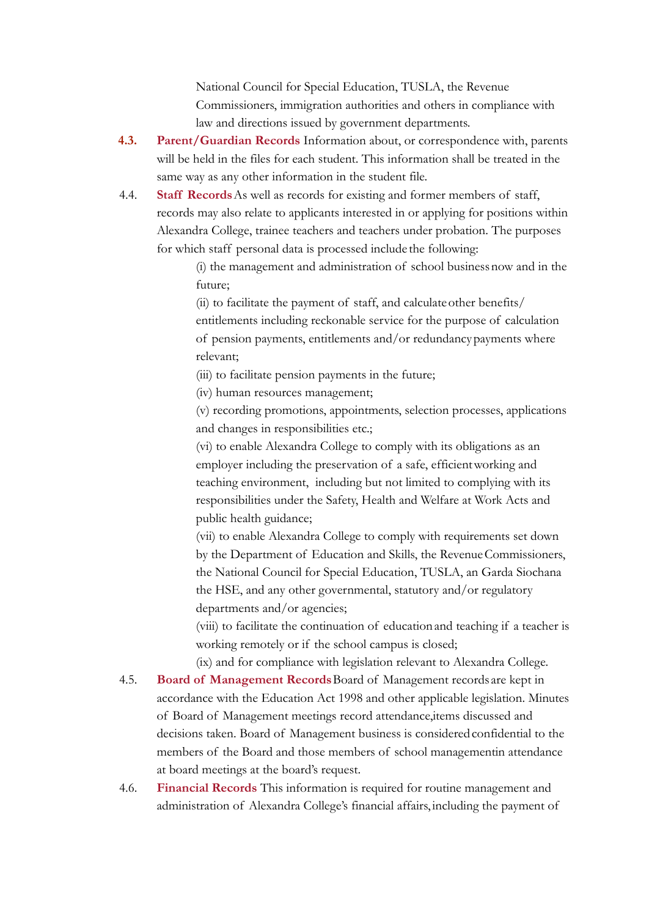National Council for Special Education, TUSLA, the Revenue Commissioners, immigration authorities and others in compliance with law and directions issued by government departments.

4.3. **Parent/Guardian Records** Information about, or correspondence with, parents will be held in the files for each student. This information shall be treated in the same way as any other information in the student file.

4.4. **Staff Records** As well as records for existing and former members of staff, records may also relate to applicants interested in or applying for positions within Alexandra College, trainee teachers and teachers under probation. The purposes for which staff personal data is processed include the following:

(i) the management and administration of school business now and in the future;

(ii) to facilitate the payment of staff, and calculate other benefits/ entitlements including reckonable service for the purpose of calculation of pension payments, entitlements and/or redundancy payments where relevant;

(iii) to facilitate pension payments in the future;

(iv) human resources management;

(v) recording promotions, appointments, selection processes, applications and changes in responsibilities etc.;

(vi) to enable Alexandra College to comply with its obligations as an employer including the preservation of a safe, efficient working and teaching environment, including but not limited to complying with its responsibilities under the Safety, Health and Welfare at Work Acts and public health guidance;

(vii) to enable Alexandra College to comply with requirements set down by the Department of Education and Skills, the Revenue Commissioners, the National Council for Special Education, TUSLA, an Garda Siochana the HSE, and any other governmental, statutory and/or regulatory departments and/or agencies;

(viii) to facilitate the continuation of education and teaching if a teacher is working remotely or if the school campus is closed;

(ix) and for compliance with legislation relevant to Alexandra College.

4.5. **Board of Management Records** Board of Management records are kept in accordance with the Education Act 1998 and other applicable legislation. Minutes of Board of Management meetings record attendance, items discussed and decisions taken. Board of Management business is considered confidential to the members of the Board and those members of school management in attendance at board meetings at the board's request.

4.6. **Financial Records** This information is required for routine management and administration of Alexandra College's financial affairs, including the payment of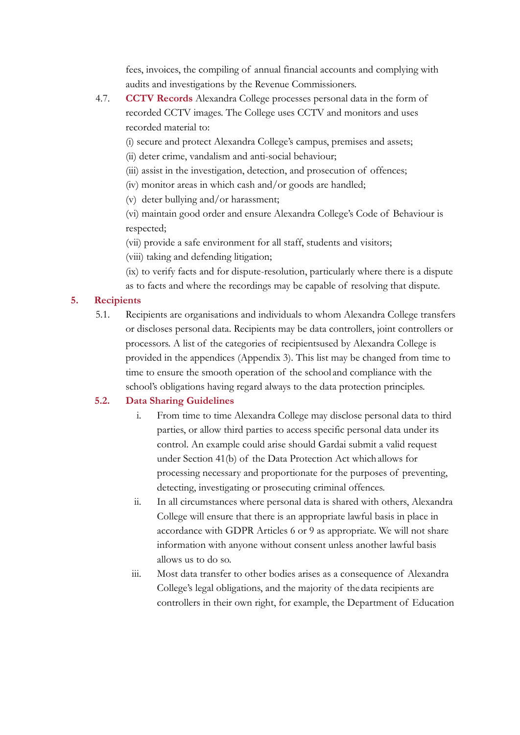fees, invoices, the compiling of annual financial accounts and complying with audits and investigations by the Revenue Commissioners.

4.7. **CCTV Records** Alexandra College processes personal data in the form of recorded CCTV images. The College uses CCTV and monitors and uses recorded material to:

(i) secure and protect Alexandra College's campus, premises and assets;

(ii) deter crime, vandalism and anti-social behaviour;

(iii) assist in the investigation, detection, and prosecution of offences;

(iv) monitor areas in which cash and/or goods are handled;

(v) deter bullying and/or harassment;

(vi) maintain good order and ensure Alexandra College's Code of Behaviour is respected;

(vii) provide a safe environment for all staff, students and visitors;

(viii) taking and defending litigation;

(ix) to verify facts and for dispute-resolution, particularly where there is a dispute as to facts and where the recordings may be capable of resolving that dispute.

## 5. Recipients

5.1. Recipients are organisations and individuals to whom Alexandra College transfers or discloses personal data. Recipients may be data controllers, joint controllers or processors. A list of the categories of recipientsused by Alexandra College is provided in the appendices (Appendix 3). This list may be changed from time to time to ensure the smooth operation of the school and compliance with the school's obligations having regard always to the data protection principles.

### 5.2. Data Sharing Guidelines

i. From time to time Alexandra College may disclose personal data to third parties, or allow third parties to access specific personal data under its control. An example could arise should Gardai submit a valid request under Section 41(b) of the Data Protection Act which allows for processing necessary and proportionate for the purposes of preventing, detecting, investigating or prosecuting criminal offences.

ii. In all circumstances where personal data is shared with others, Alexandra College will ensure that there is an appropriate lawful basis in place in accordance with GDPR Articles 6 or 9 as appropriate. We will not share information with anyone without consent unless another lawful basis allows us to do so.

iii. Most data transfer to other bodies arises as a consequence of Alexandra College's legal obligations, and the majority of the data recipients are controllers in their own right, for example, the Department of Education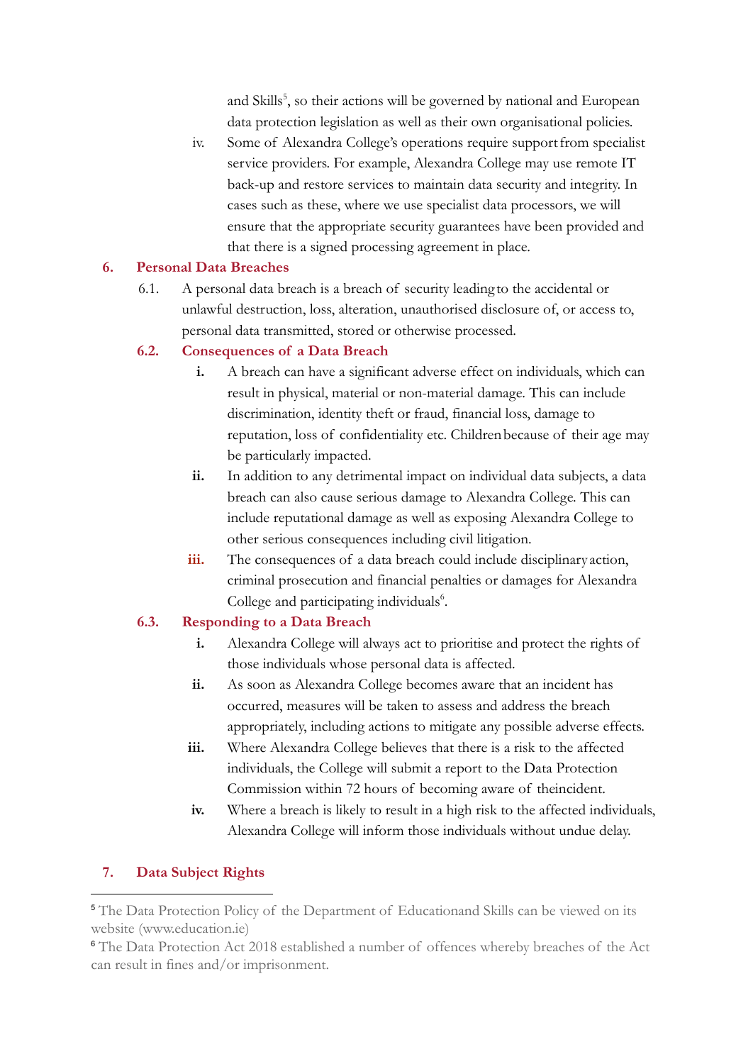and Skills[5], so their actions will be governed by national and European data protection legislation as well as their own organisational policies.

iv. Some of Alexandra College's operations require support from specialist service providers. For example, Alexandra College may use remote IT back-up and restore services to maintain data security and integrity. In cases such as these, where we use specialist data processors, we will ensure that the appropriate security guarantees have been provided and that there is a signed processing agreement in place.

## 6. Personal Data Breaches

6.1. A personal data breach is a breach of security leading to the accidental or unlawful destruction, loss, alteration, unauthorised disclosure of, or access to, personal data transmitted, stored or otherwise processed.

### 6.2. Consequences of a Data Breach

**i.** A breach can have a significant adverse effect on individuals, which can result in physical, material or non-material damage. This can include discrimination, identity theft or fraud, financial loss, damage to reputation, loss of confidentiality etc. Children because of their age may be particularly impacted.

**ii.** In addition to any detrimental impact on individual data subjects, a data breach can also cause serious damage to Alexandra College. This can include reputational damage as well as exposing Alexandra College to other serious consequences including civil litigation.

**iii.** The consequences of a data breach could include disciplinary action, criminal prosecution and financial penalties or damages for Alexandra College and participating individuals[6].

### 6.3. Responding to a Data Breach

**i.** Alexandra College will always act to prioritise and protect the rights of those individuals whose personal data is affected.

**ii.** As soon as Alexandra College becomes aware that an incident has occurred, measures will be taken to assess and address the breach appropriately, including actions to mitigate any possible adverse effects.

**iii.** Where Alexandra College believes that there is a risk to the affected individuals, the College will submit a report to the Data Protection Commission within 72 hours of becoming aware of theincident.

**iv.** Where a breach is likely to result in a high risk to the affected individuals, Alexandra College will inform those individuals without undue delay.

## 7. Data Subject Rights

---

[5] The Data Protection Policy of the Department of Educationand Skills can be viewed on its website (www.education.ie)

[6] The Data Protection Act 2018 established a number of offences whereby breaches of the Act can result in fines and/or imprisonment.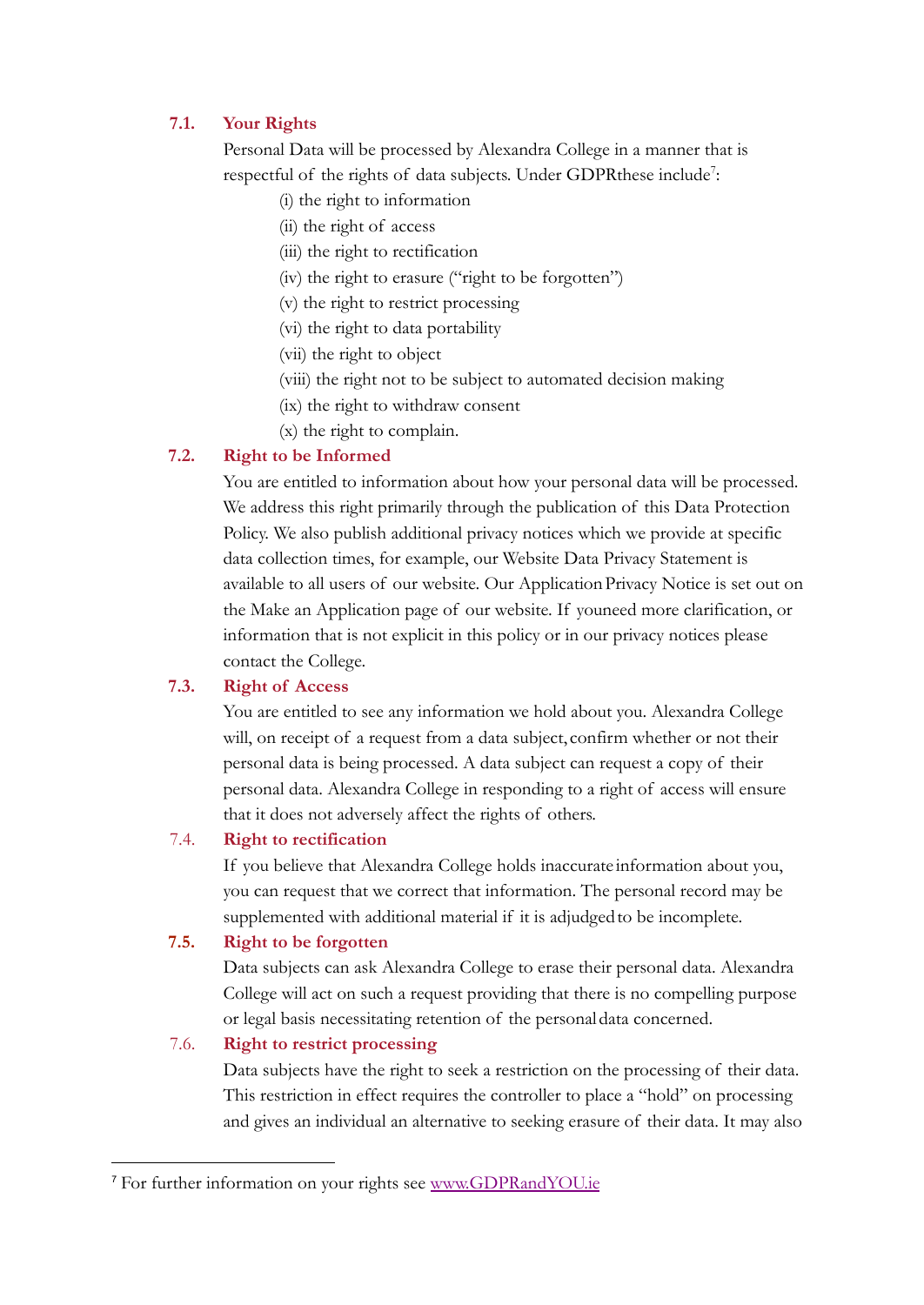### 7.1. Your Rights

Personal Data will be processed by Alexandra College in a manner that is respectful of the rights of data subjects. Under GDPRthese include[7]:

(i) the right to information
(ii) the right of access
(iii) the right to rectification
(iv) the right to erasure ("right to be forgotten")
(v) the right to restrict processing
(vi) the right to data portability
(vii) the right to object
(viii) the right not to be subject to automated decision making
(ix) the right to withdraw consent
(x) the right to complain.

### 7.2. Right to be Informed

You are entitled to information about how your personal data will be processed. We address this right primarily through the publication of this Data Protection Policy. We also publish additional privacy notices which we provide at specific data collection times, for example, our Website Data Privacy Statement is available to all users of our website. Our Application Privacy Notice is set out on the Make an Application page of our website. If youneed more clarification, or information that is not explicit in this policy or in our privacy notices please contact the College.

### 7.3. Right of Access

You are entitled to see any information we hold about you. Alexandra College will, on receipt of a request from a data subject, confirm whether or not their personal data is being processed. A data subject can request a copy of their personal data. Alexandra College in responding to a right of access will ensure that it does not adversely affect the rights of others.

### 7.4. Right to rectification

If you believe that Alexandra College holds inaccurate information about you, you can request that we correct that information. The personal record may be supplemented with additional material if it is adjudged to be incomplete.

### 7.5. Right to be forgotten

Data subjects can ask Alexandra College to erase their personal data. Alexandra College will act on such a request providing that there is no compelling purpose or legal basis necessitating retention of the personal data concerned.

### 7.6. Right to restrict processing

Data subjects have the right to seek a restriction on the processing of their data. This restriction in effect requires the controller to place a "hold" on processing and gives an individual an alternative to seeking erasure of their data. It may also

---

[7] For further information on your rights see www.GDPRandYOU.ie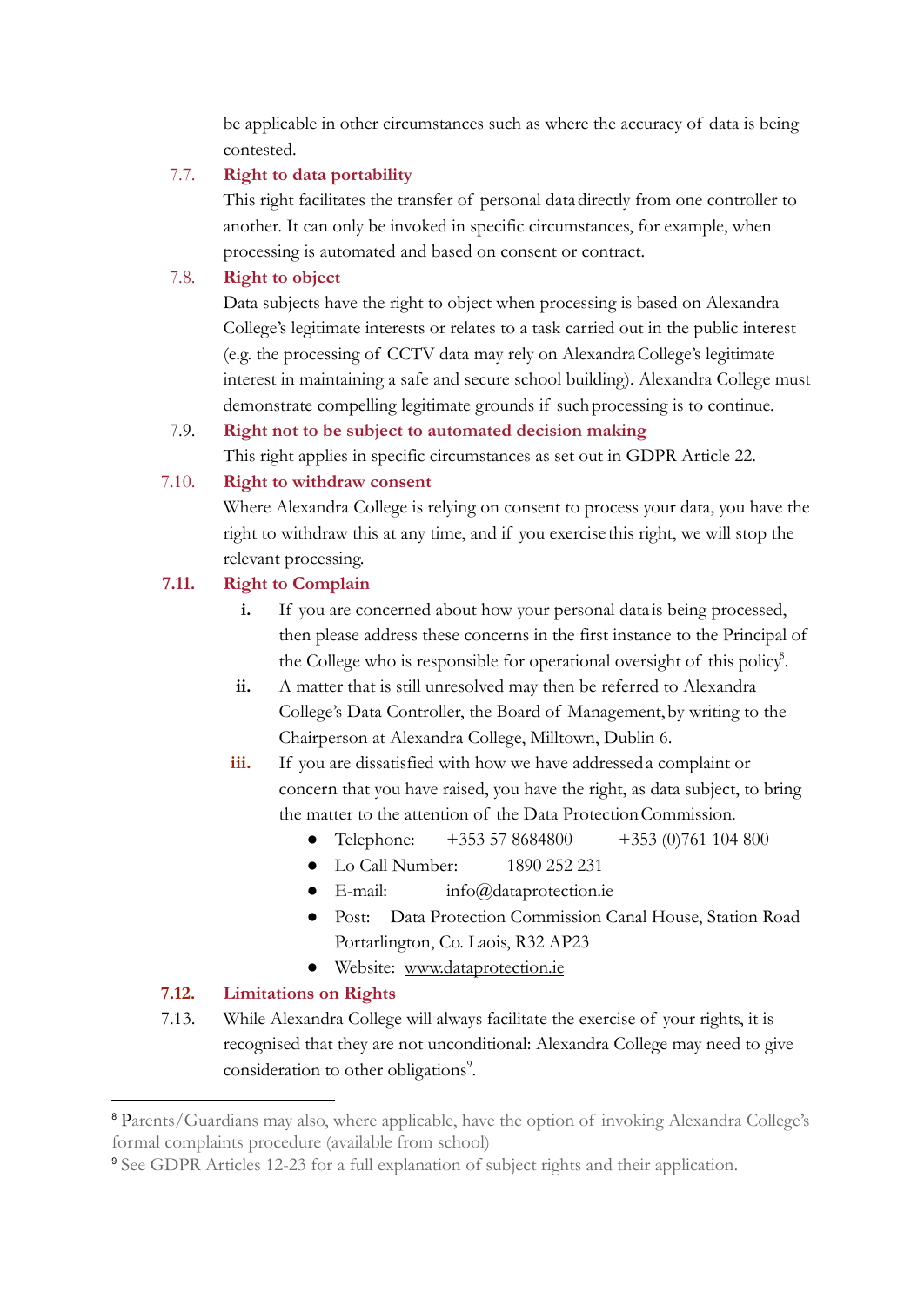be applicable in other circumstances such as where the accuracy of data is being contested.

### 7.7. Right to data portability

This right facilitates the transfer of personal data directly from one controller to another. It can only be invoked in specific circumstances, for example, when processing is automated and based on consent or contract.

### 7.8. Right to object

Data subjects have the right to object when processing is based on Alexandra College's legitimate interests or relates to a task carried out in the public interest (e.g. the processing of CCTV data may rely on Alexandra College's legitimate interest in maintaining a safe and secure school building). Alexandra College must demonstrate compelling legitimate grounds if such processing is to continue.

### 7.9. Right not to be subject to automated decision making

This right applies in specific circumstances as set out in GDPR Article 22.

### 7.10. Right to withdraw consent

Where Alexandra College is relying on consent to process your data, you have the right to withdraw this at any time, and if you exercise this right, we will stop the relevant processing.

### 7.11. Right to Complain

**i.** If you are concerned about how your personal data is being processed, then please address these concerns in the first instance to the Principal of the College who is responsible for operational oversight of this policy[8].

**ii.** A matter that is still unresolved may then be referred to Alexandra College's Data Controller, the Board of Management, by writing to the Chairperson at Alexandra College, Milltown, Dublin 6.

**iii.** If you are dissatisfied with how we have addressed a complaint or concern that you have raised, you have the right, as data subject, to bring the matter to the attention of the Data Protection Commission.

- Telephone: +353 57 8684800 +353 (0)761 104 800
- Lo Call Number: 1890 252 231
- E-mail: info@dataprotection.ie
- Post: Data Protection Commission Canal House, Station Road Portarlington, Co. Laois, R32 AP23
- Website: www.dataprotection.ie

### 7.12. Limitations on Rights

7.13. While Alexandra College will always facilitate the exercise of your rights, it is recognised that they are not unconditional: Alexandra College may need to give consideration to other obligations[9].

---

[8] Parents/Guardians may also, where applicable, have the option of invoking Alexandra College's formal complaints procedure (available from school)

[9] See GDPR Articles 12-23 for a full explanation of subject rights and their application.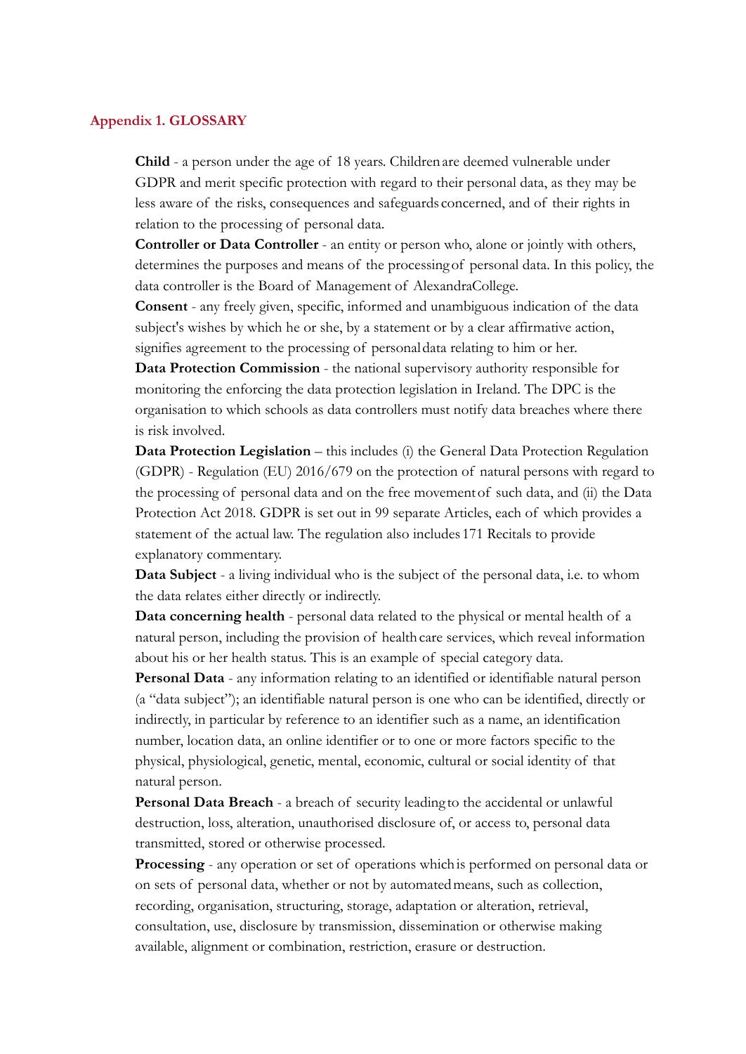## Appendix 1. GLOSSARY

**Child** - a person under the age of 18 years. Children are deemed vulnerable under GDPR and merit specific protection with regard to their personal data, as they may be less aware of the risks, consequences and safeguards concerned, and of their rights in relation to the processing of personal data.

**Controller or Data Controller** - an entity or person who, alone or jointly with others, determines the purposes and means of the processing of personal data. In this policy, the data controller is the Board of Management of AlexandraCollege.

**Consent** - any freely given, specific, informed and unambiguous indication of the data subject's wishes by which he or she, by a statement or by a clear affirmative action, signifies agreement to the processing of personal data relating to him or her.

**Data Protection Commission** - the national supervisory authority responsible for monitoring the enforcing the data protection legislation in Ireland. The DPC is the organisation to which schools as data controllers must notify data breaches where there is risk involved.

**Data Protection Legislation** – this includes (i) the General Data Protection Regulation (GDPR) - Regulation (EU) 2016/679 on the protection of natural persons with regard to the processing of personal data and on the free movement of such data, and (ii) the Data Protection Act 2018. GDPR is set out in 99 separate Articles, each of which provides a statement of the actual law. The regulation also includes 171 Recitals to provide explanatory commentary.

**Data Subject** - a living individual who is the subject of the personal data, i.e. to whom the data relates either directly or indirectly.

**Data concerning health** - personal data related to the physical or mental health of a natural person, including the provision of health care services, which reveal information about his or her health status. This is an example of special category data.

**Personal Data** - any information relating to an identified or identifiable natural person (a "data subject"); an identifiable natural person is one who can be identified, directly or indirectly, in particular by reference to an identifier such as a name, an identification number, location data, an online identifier or to one or more factors specific to the physical, physiological, genetic, mental, economic, cultural or social identity of that natural person.

**Personal Data Breach** - a breach of security leading to the accidental or unlawful destruction, loss, alteration, unauthorised disclosure of, or access to, personal data transmitted, stored or otherwise processed.

**Processing** - any operation or set of operations which is performed on personal data or on sets of personal data, whether or not by automated means, such as collection, recording, organisation, structuring, storage, adaptation or alteration, retrieval, consultation, use, disclosure by transmission, dissemination or otherwise making available, alignment or combination, restriction, erasure or destruction.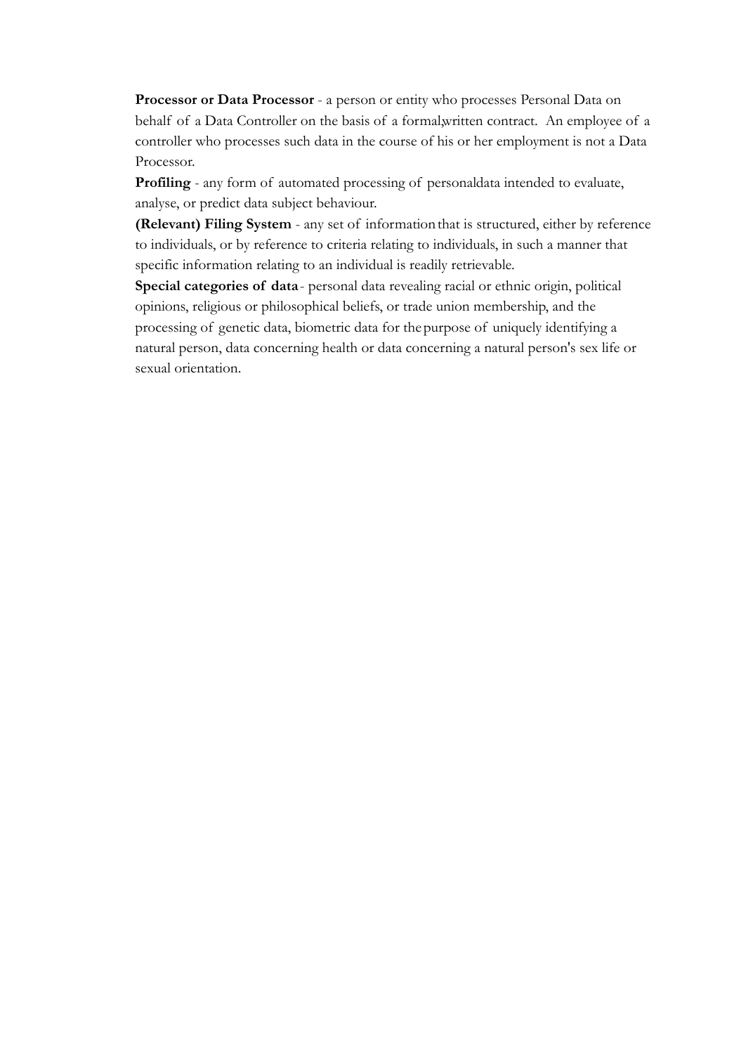**Processor or Data Processor** - a person or entity who processes Personal Data on behalf of a Data Controller on the basis of a formal,written contract. An employee of a controller who processes such data in the course of his or her employment is not a Data Processor.

**Profiling** - any form of automated processing of personaldata intended to evaluate, analyse, or predict data subject behaviour.

**(Relevant) Filing System** - any set of information that is structured, either by reference to individuals, or by reference to criteria relating to individuals, in such a manner that specific information relating to an individual is readily retrievable.

**Special categories of data** - personal data revealing racial or ethnic origin, political opinions, religious or philosophical beliefs, or trade union membership, and the processing of genetic data, biometric data for the purpose of uniquely identifying a natural person, data concerning health or data concerning a natural person's sex life or sexual orientation.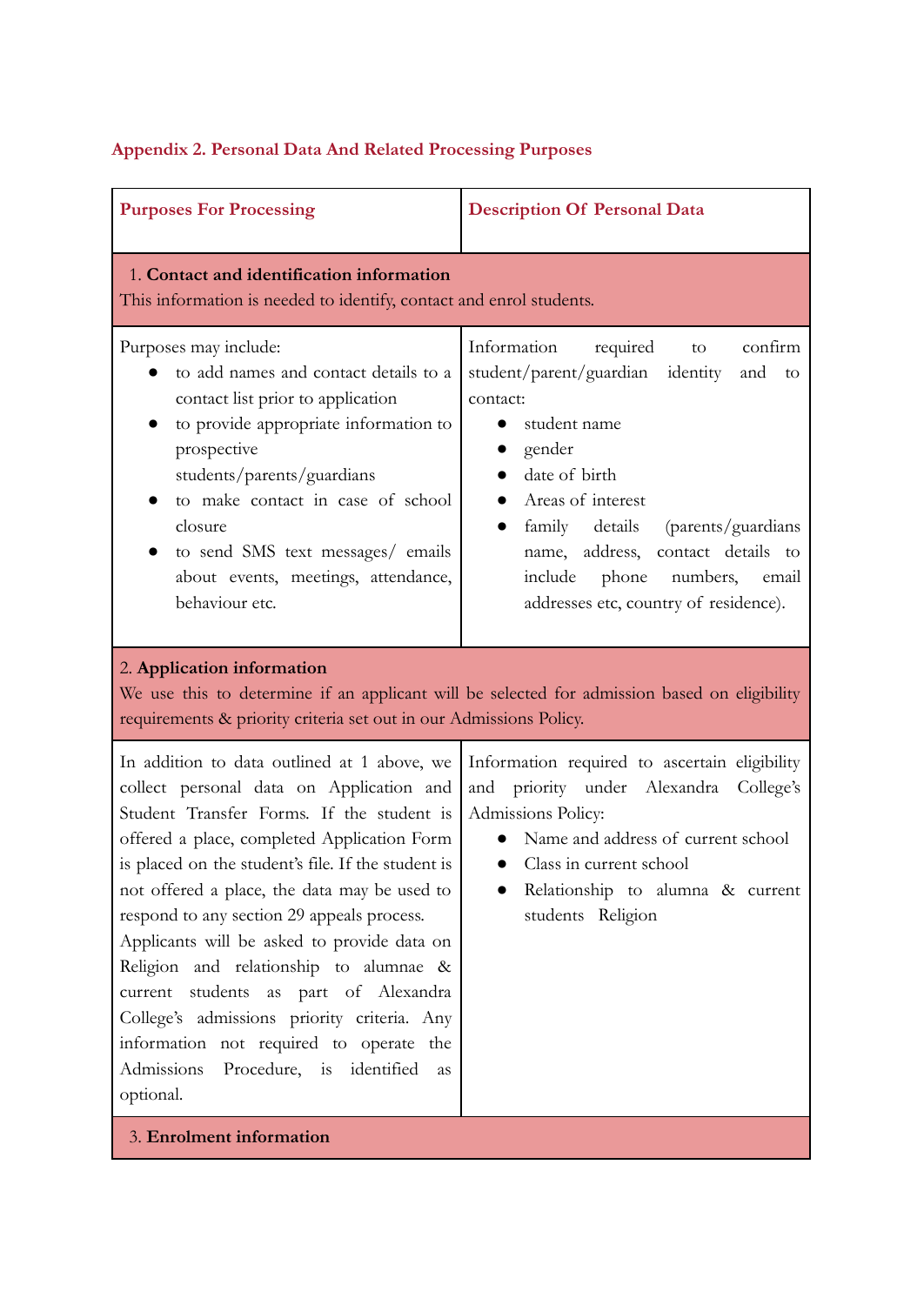### Appendix 2. Personal Data And Related Processing Purposes

| Purposes For Processing | Description Of Personal Data |
|---|---|
| 1. **Contact and identification information**<br>This information is needed to identify, contact and enrol students. | |
| Purposes may include:<br>● to add names and contact details to a contact list prior to application<br>● to provide appropriate information to prospective students/parents/guardians<br>● to make contact in case of school closure<br>● to send SMS text messages/ emails about events, meetings, attendance, behaviour etc. | Information required to confirm student/parent/guardian identity and to contact:<br>● student name<br>● gender<br>● date of birth<br>● Areas of interest<br>● family details (parents/guardians name, address, contact details to include phone numbers, email addresses etc, country of residence). |
| 2. **Application information**<br>We use this to determine if an applicant will be selected for admission based on eligibility requirements & priority criteria set out in our Admissions Policy. | |
| In addition to data outlined at 1 above, we collect personal data on Application and Student Transfer Forms. If the student is offered a place, completed Application Form is placed on the student's file. If the student is not offered a place, the data may be used to respond to any section 29 appeals process.<br>Applicants will be asked to provide data on Religion and relationship to alumnae & current students as part of Alexandra College's admissions priority criteria. Any information not required to operate the Admissions Procedure, is identified as optional. | Information required to ascertain eligibility and priority under Alexandra College's Admissions Policy:<br>● Name and address of current school<br>● Class in current school<br>● Relationship to alumna & current students Religion |
| 3. **Enrolment information** | |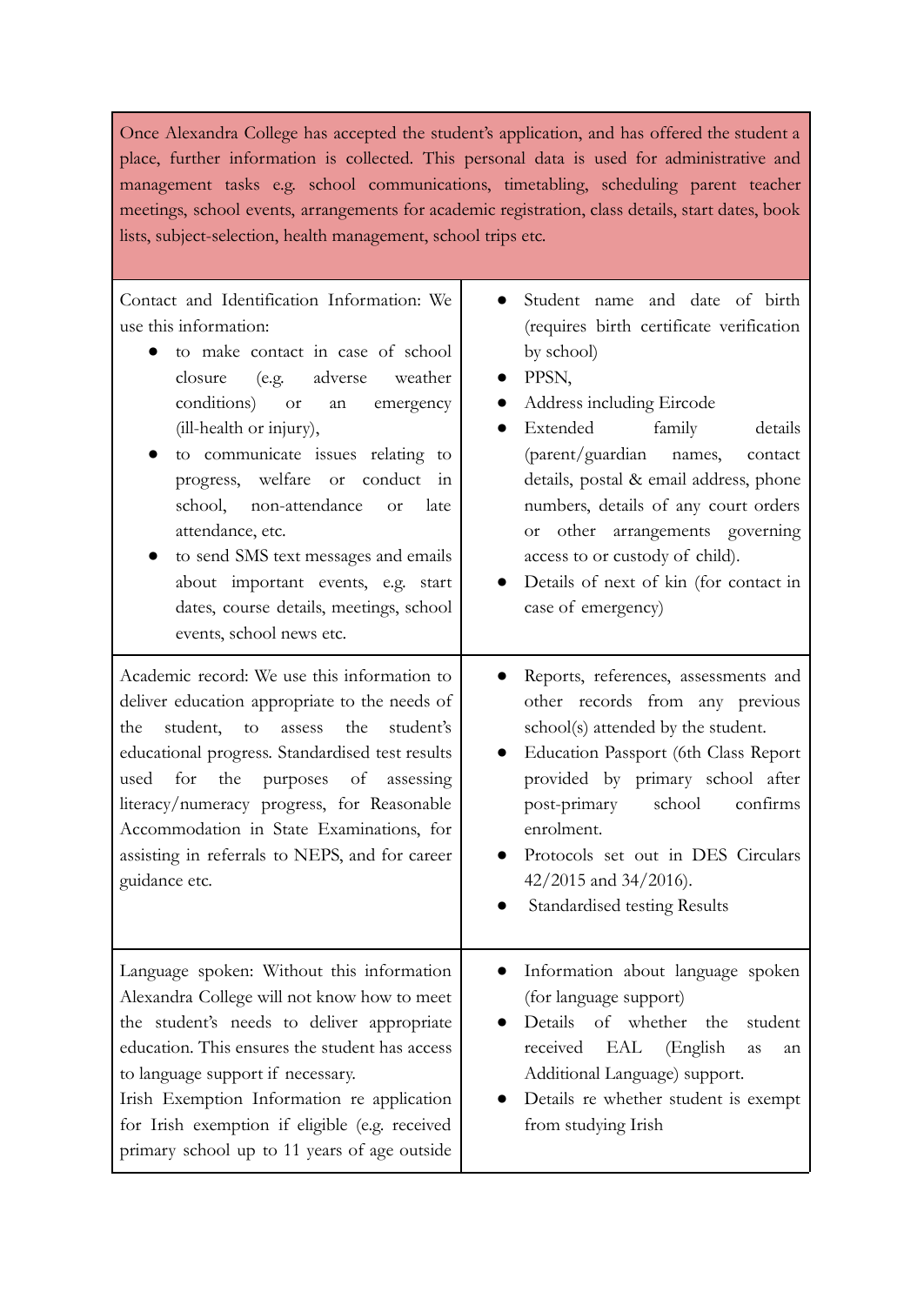| Once Alexandra College has accepted the student's application, and has offered the student a place, further information is collected. This personal data is used for administrative and management tasks e.g. school communications, timetabling, scheduling parent teacher meetings, school events, arrangements for academic registration, class details, start dates, book lists, subject-selection, health management, school trips etc. | |
|---|---|
| Contact and Identification Information: We use this information:<br>● to make contact in case of school closure (e.g. adverse weather conditions) or an emergency (ill-health or injury),<br>● to communicate issues relating to progress, welfare or conduct in school, non-attendance or late attendance, etc.<br>● to send SMS text messages and emails about important events, e.g. start dates, course details, meetings, school events, school news etc. | ● Student name and date of birth (requires birth certificate verification by school)<br>● PPSN,<br>● Address including Eircode<br>● Extended family details (parent/guardian names, contact details, postal & email address, phone numbers, details of any court orders or other arrangements governing access to or custody of child).<br>● Details of next of kin (for contact in case of emergency) |
| Academic record: We use this information to deliver education appropriate to the needs of the student, to assess the student's educational progress. Standardised test results used for the purposes of assessing literacy/numeracy progress, for Reasonable Accommodation in State Examinations, for assisting in referrals to NEPS, and for career guidance etc. | ● Reports, references, assessments and other records from any previous school(s) attended by the student.<br>● Education Passport (6th Class Report provided by primary school after post-primary school confirms enrolment.<br>● Protocols set out in DES Circulars 42/2015 and 34/2016).<br>● Standardised testing Results |
| Language spoken: Without this information Alexandra College will not know how to meet the student's needs to deliver appropriate education. This ensures the student has access to language support if necessary.<br>Irish Exemption Information re application for Irish exemption if eligible (e.g. received primary school up to 11 years of age outside | ● Information about language spoken (for language support)<br>● Details of whether the student received EAL (English as an Additional Language) support.<br>● Details re whether student is exempt from studying Irish |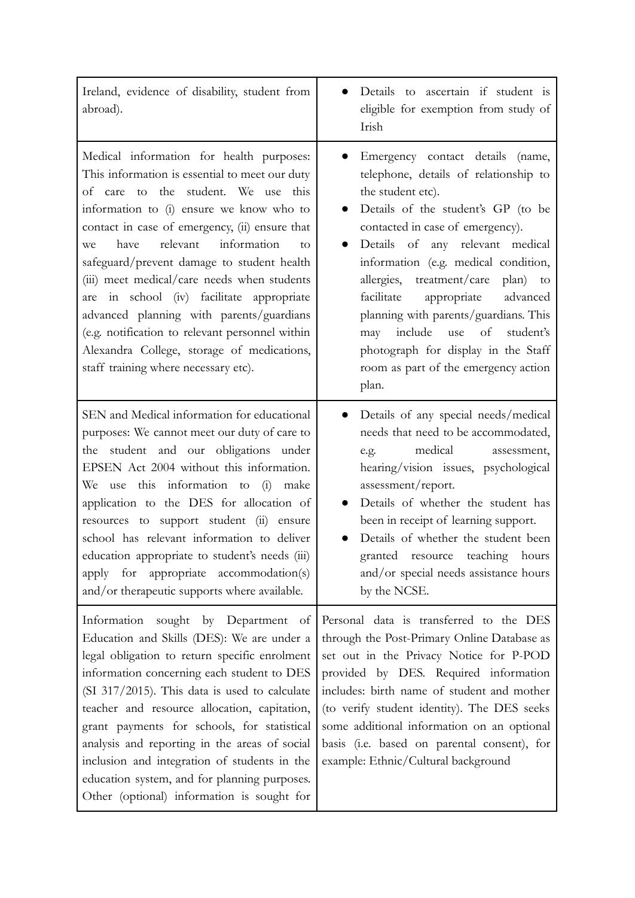| | |
|---|---|
| Ireland, evidence of disability, student from abroad). | • Details to ascertain if student is eligible for exemption from study of Irish |
| Medical information for health purposes: This information is essential to meet our duty of care to the student. We use this information to (i) ensure we know who to contact in case of emergency, (ii) ensure that we have relevant information to safeguard/prevent damage to student health (iii) meet medical/care needs when students are in school (iv) facilitate appropriate advanced planning with parents/guardians (e.g. notification to relevant personnel within Alexandra College, storage of medications, staff training where necessary etc). | • Emergency contact details (name, telephone, details of relationship to the student etc).<br>• Details of the student's GP (to be contacted in case of emergency).<br>• Details of any relevant medical information (e.g. medical condition, allergies, treatment/care plan) to facilitate appropriate advanced planning with parents/guardians. This may include use of student's photograph for display in the Staff room as part of the emergency action plan. |
| SEN and Medical information for educational purposes: We cannot meet our duty of care to the student and our obligations under EPSEN Act 2004 without this information. We use this information to (i) make application to the DES for allocation of resources to support student (ii) ensure school has relevant information to deliver education appropriate to student's needs (iii) apply for appropriate accommodation(s) and/or therapeutic supports where available. | • Details of any special needs/medical needs that need to be accommodated, e.g. medical assessment, hearing/vision issues, psychological assessment/report.<br>• Details of whether the student has been in receipt of learning support.<br>• Details of whether the student been granted resource teaching hours and/or special needs assistance hours by the NCSE. |
| Information sought by Department of Education and Skills (DES): We are under a legal obligation to return specific enrolment information concerning each student to DES (SI 317/2015). This data is used to calculate teacher and resource allocation, capitation, grant payments for schools, for statistical analysis and reporting in the areas of social inclusion and integration of students in the education system, and for planning purposes. Other (optional) information is sought for | Personal data is transferred to the DES through the Post-Primary Online Database as set out in the Privacy Notice for P-POD provided by DES. Required information includes: birth name of student and mother (to verify student identity). The DES seeks some additional information on an optional basis (i.e. based on parental consent), for example: Ethnic/Cultural background |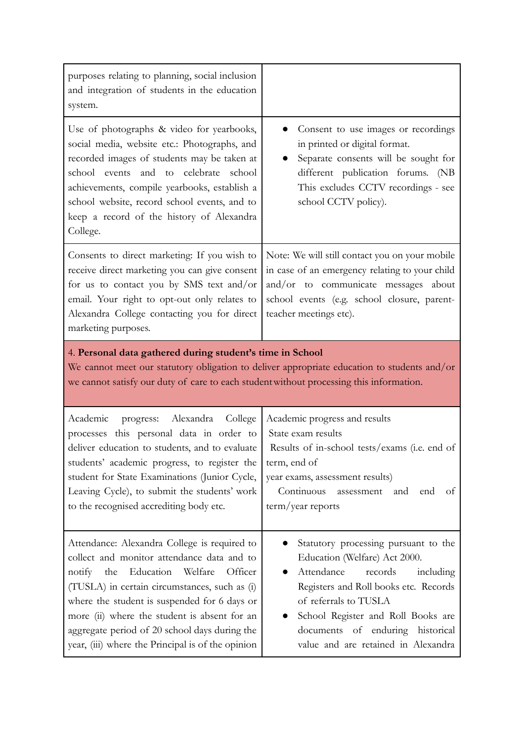| | |
|---|---|
| purposes relating to planning, social inclusion and integration of students in the education system. | |
| Use of photographs & video for yearbooks, social media, website etc.: Photographs, and recorded images of students may be taken at school events and to celebrate school achievements, compile yearbooks, establish a school website, record school events, and to keep a record of the history of Alexandra College. | <ul><li>Consent to use images or recordings in printed or digital format.</li><li>Separate consents will be sought for different publication forums. (NB This excludes CCTV recordings - see school CCTV policy).</li></ul> |
| Consents to direct marketing: If you wish to receive direct marketing you can give consent for us to contact you by SMS text and/or email. Your right to opt-out only relates to Alexandra College contacting you for direct marketing purposes. | Note: We will still contact you on your mobile in case of an emergency relating to your child and/or to communicate messages about school events (e.g. school closure, parent-teacher meetings etc). |
| 4. **Personal data gathered during student's time in School**<br>We cannot meet our statutory obligation to deliver appropriate education to students and/or we cannot satisfy our duty of care to each student without processing this information. | |
| Academic progress: Alexandra College processes this personal data in order to deliver education to students, and to evaluate students' academic progress, to register the student for State Examinations (Junior Cycle, Leaving Cycle), to submit the students' work to the recognised accrediting body etc. | Academic progress and results<br>State exam results<br>Results of in-school tests/exams (i.e. end of term, end of year exams, assessment results)<br>Continuous assessment and end of term/year reports |
| Attendance: Alexandra College is required to collect and monitor attendance data and to notify the Education Welfare Officer (TUSLA) in certain circumstances, such as (i) where the student is suspended for 6 days or more (ii) where the student is absent for an aggregate period of 20 school days during the year, (iii) where the Principal is of the opinion | <ul><li>Statutory processing pursuant to the Education (Welfare) Act 2000.</li><li>Attendance records including Registers and Roll books etc. Records of referrals to TUSLA</li><li>School Register and Roll Books are documents of enduring historical value and are retained in Alexandra</li></ul> |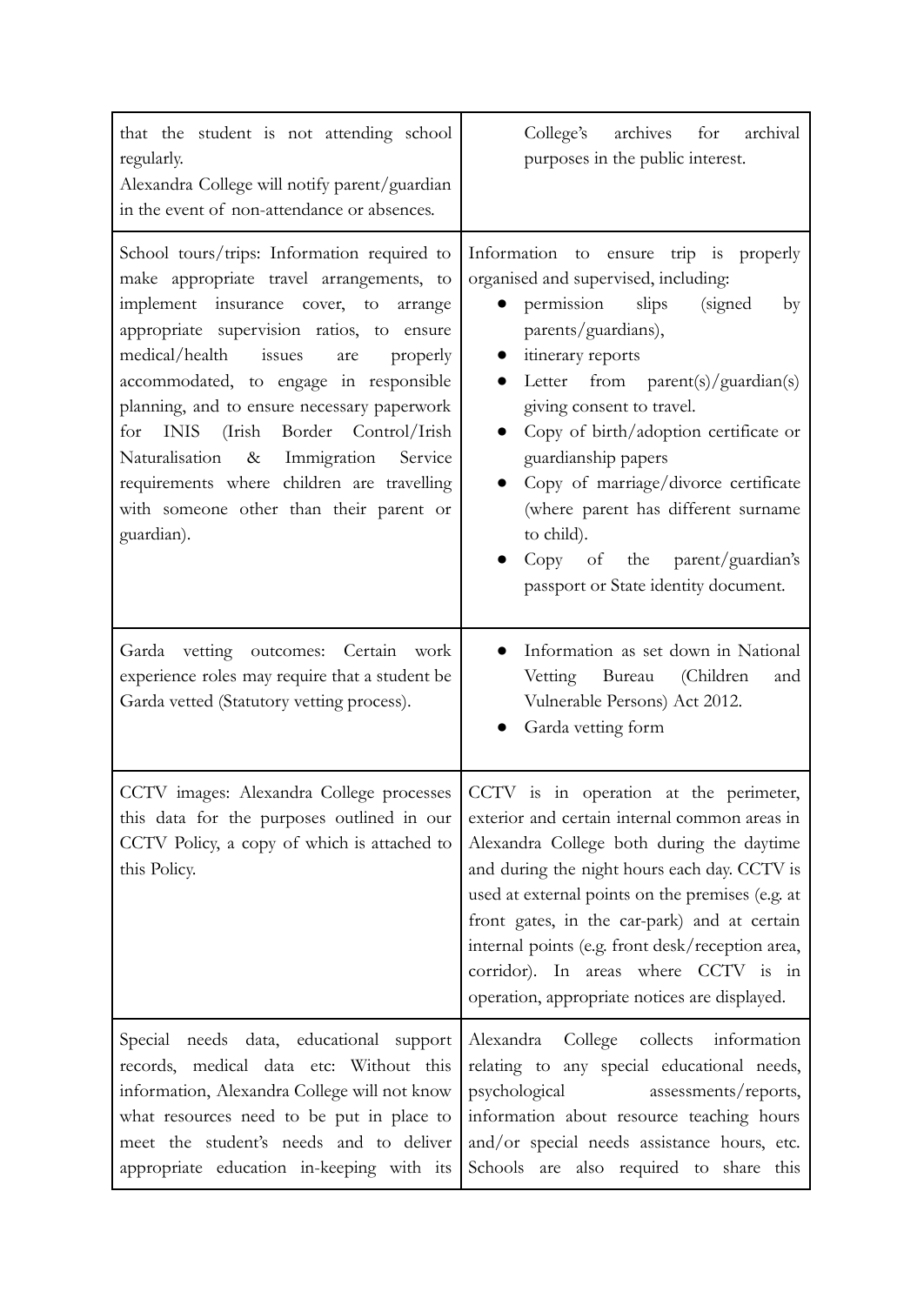| | |
|---|---|
| that the student is not attending school regularly.<br>Alexandra College will notify parent/guardian in the event of non-attendance or absences. | College's archives for archival purposes in the public interest. |
| School tours/trips: Information required to make appropriate travel arrangements, to implement insurance cover, to arrange appropriate supervision ratios, to ensure medical/health issues are properly accommodated, to engage in responsible planning, and to ensure necessary paperwork for INIS (Irish Border Control/Irish Naturalisation & Immigration Service requirements where children are travelling with someone other than their parent or guardian). | Information to ensure trip is properly organised and supervised, including:<br>• permission slips (signed by parents/guardians),<br>• itinerary reports<br>• Letter from parent(s)/guardian(s) giving consent to travel.<br>• Copy of birth/adoption certificate or guardianship papers<br>• Copy of marriage/divorce certificate (where parent has different surname to child).<br>• Copy of the parent/guardian's passport or State identity document. |
| Garda vetting outcomes: Certain work experience roles may require that a student be Garda vetted (Statutory vetting process). | • Information as set down in National Vetting Bureau (Children and Vulnerable Persons) Act 2012.<br>• Garda vetting form |
| CCTV images: Alexandra College processes this data for the purposes outlined in our CCTV Policy, a copy of which is attached to this Policy. | CCTV is in operation at the perimeter, exterior and certain internal common areas in Alexandra College both during the daytime and during the night hours each day. CCTV is used at external points on the premises (e.g. at front gates, in the car-park) and at certain internal points (e.g. front desk/reception area, corridor). In areas where CCTV is in operation, appropriate notices are displayed. |
| Special needs data, educational support records, medical data etc: Without this information, Alexandra College will not know what resources need to be put in place to meet the student's needs and to deliver appropriate education in-keeping with its | Alexandra College collects information relating to any special educational needs, psychological assessments/reports, information about resource teaching hours and/or special needs assistance hours, etc. Schools are also required to share this |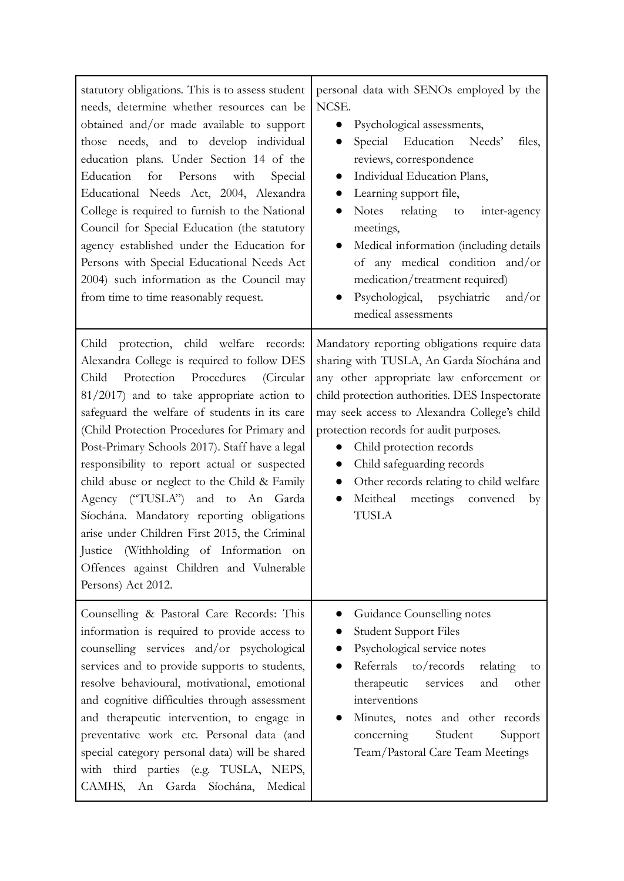| | |
|---|---|
| statutory obligations. This is to assess student needs, determine whether resources can be obtained and/or made available to support those needs, and to develop individual education plans. Under Section 14 of the Education for Persons with Special Educational Needs Act, 2004, Alexandra College is required to furnish to the National Council for Special Education (the statutory agency established under the Education for Persons with Special Educational Needs Act 2004) such information as the Council may from time to time reasonably request. | personal data with SENOs employed by the NCSE.<br>● Psychological assessments,<br>● Special Education Needs' files, reviews, correspondence<br>● Individual Education Plans,<br>● Learning support file,<br>● Notes relating to inter-agency meetings,<br>● Medical information (including details of any medical condition and/or medication/treatment required)<br>● Psychological, psychiatric and/or medical assessments |
| Child protection, child welfare records: Alexandra College is required to follow DES Child Protection Procedures (Circular 81/2017) and to take appropriate action to safeguard the welfare of students in its care (Child Protection Procedures for Primary and Post-Primary Schools 2017). Staff have a legal responsibility to report actual or suspected child abuse or neglect to the Child & Family Agency ("TUSLA") and to An Garda Síochána. Mandatory reporting obligations arise under Children First 2015, the Criminal Justice (Withholding of Information on Offences against Children and Vulnerable Persons) Act 2012. | Mandatory reporting obligations require data sharing with TUSLA, An Garda Síochána and any other appropriate law enforcement or child protection authorities. DES Inspectorate may seek access to Alexandra College's child protection records for audit purposes.<br>● Child protection records<br>● Child safeguarding records<br>● Other records relating to child welfare<br>● Meitheal meetings convened by TUSLA |
| Counselling & Pastoral Care Records: This information is required to provide access to counselling services and/or psychological services and to provide supports to students, resolve behavioural, motivational, emotional and cognitive difficulties through assessment and therapeutic intervention, to engage in preventative work etc. Personal data (and special category personal data) will be shared with third parties (e.g. TUSLA, NEPS, CAMHS, An Garda Síochána, Medical | ● Guidance Counselling notes<br>● Student Support Files<br>● Psychological service notes<br>● Referrals to/records relating to therapeutic services and other interventions<br>● Minutes, notes and other records concerning Student Support Team/Pastoral Care Team Meetings |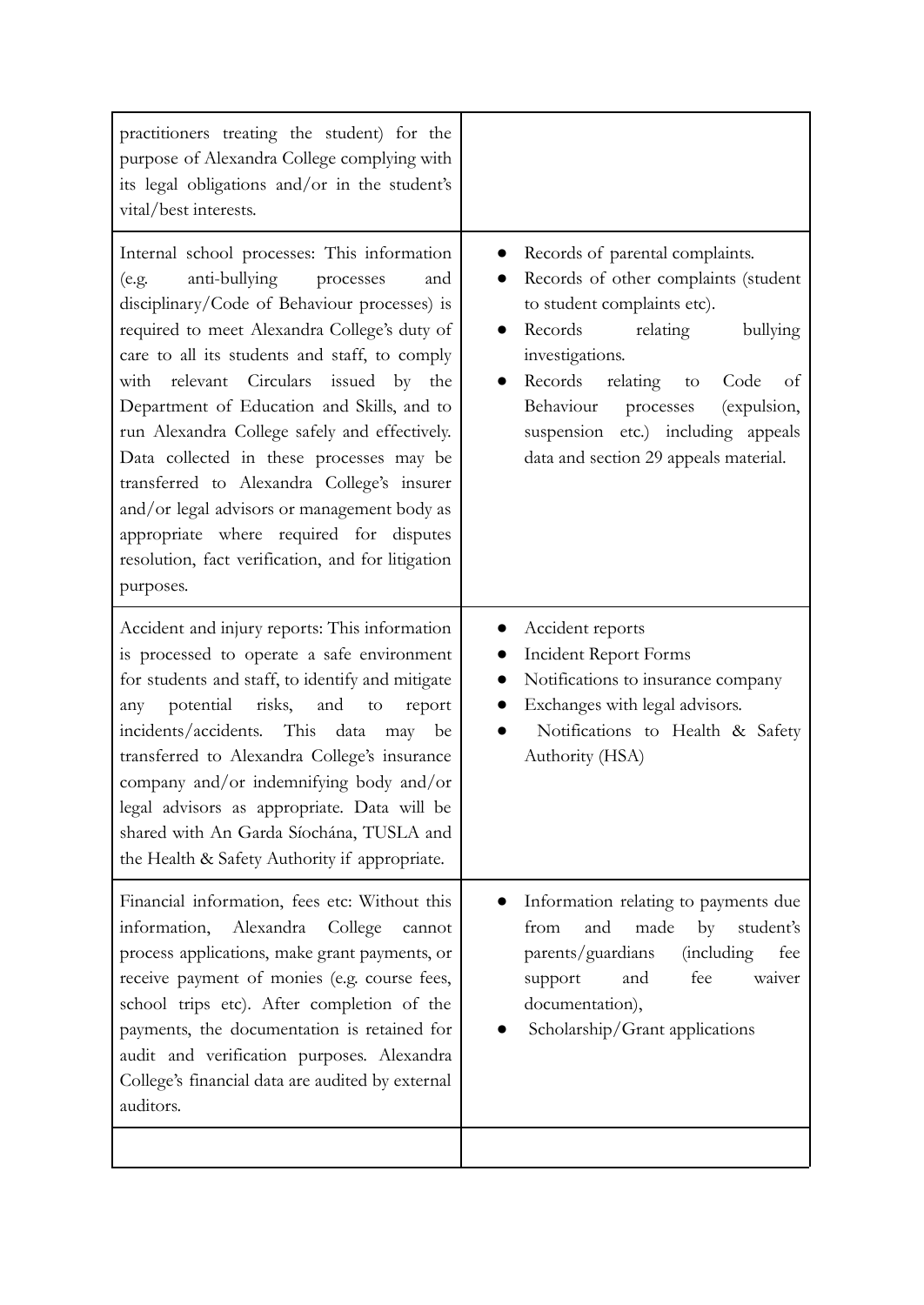| | |
|---|---|
| practitioners treating the student) for the purpose of Alexandra College complying with its legal obligations and/or in the student's vital/best interests. | |
| Internal school processes: This information (e.g. anti-bullying processes and disciplinary/Code of Behaviour processes) is required to meet Alexandra College's duty of care to all its students and staff, to comply with relevant Circulars issued by the Department of Education and Skills, and to run Alexandra College safely and effectively. Data collected in these processes may be transferred to Alexandra College's insurer and/or legal advisors or management body as appropriate where required for disputes resolution, fact verification, and for litigation purposes. | • Records of parental complaints.<br>• Records of other complaints (student to student complaints etc).<br>• Records relating bullying investigations.<br>• Records relating to Code of Behaviour processes (expulsion, suspension etc.) including appeals data and section 29 appeals material. |
| Accident and injury reports: This information is processed to operate a safe environment for students and staff, to identify and mitigate any potential risks, and to report incidents/accidents. This data may be transferred to Alexandra College's insurance company and/or indemnifying body and/or legal advisors as appropriate. Data will be shared with An Garda Síochána, TUSLA and the Health & Safety Authority if appropriate. | • Accident reports<br>• Incident Report Forms<br>• Notifications to insurance company<br>• Exchanges with legal advisors.<br>• Notifications to Health & Safety Authority (HSA) |
| Financial information, fees etc: Without this information, Alexandra College cannot process applications, make grant payments, or receive payment of monies (e.g. course fees, school trips etc). After completion of the payments, the documentation is retained for audit and verification purposes. Alexandra College's financial data are audited by external auditors. | • Information relating to payments due from and made by student's parents/guardians (including fee support and fee waiver documentation),<br>• Scholarship/Grant applications |
| | |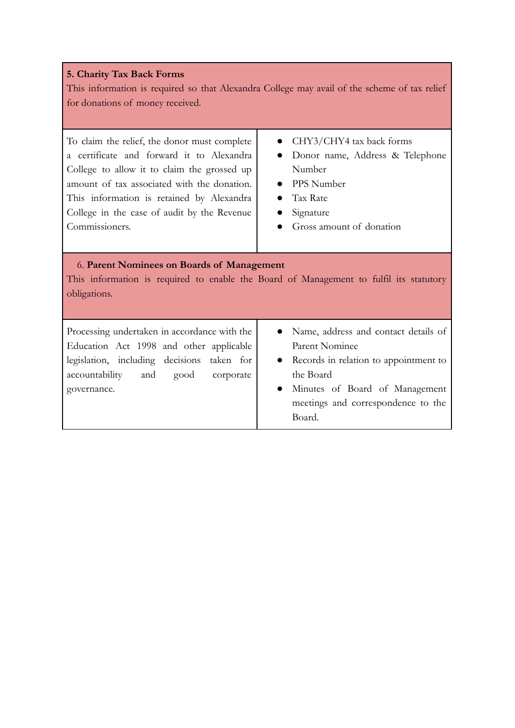| **5. Charity Tax Back Forms**<br>This information is required so that Alexandra College may avail of the scheme of tax relief for donations of money received. | |
|---|---|
| To claim the relief, the donor must complete a certificate and forward it to Alexandra College to allow it to claim the grossed up amount of tax associated with the donation. This information is retained by Alexandra College in the case of audit by the Revenue Commissioners. | • CHY3/CHY4 tax back forms<br>• Donor name, Address & Telephone Number<br>• PPS Number<br>• Tax Rate<br>• Signature<br>• Gross amount of donation |
| 6. **Parent Nominees on Boards of Management**<br>This information is required to enable the Board of Management to fulfil its statutory obligations. | |
| Processing undertaken in accordance with the Education Act 1998 and other applicable legislation, including decisions taken for accountability and good corporate governance. | • Name, address and contact details of Parent Nominee<br>• Records in relation to appointment to the Board<br>• Minutes of Board of Management meetings and correspondence to the Board. |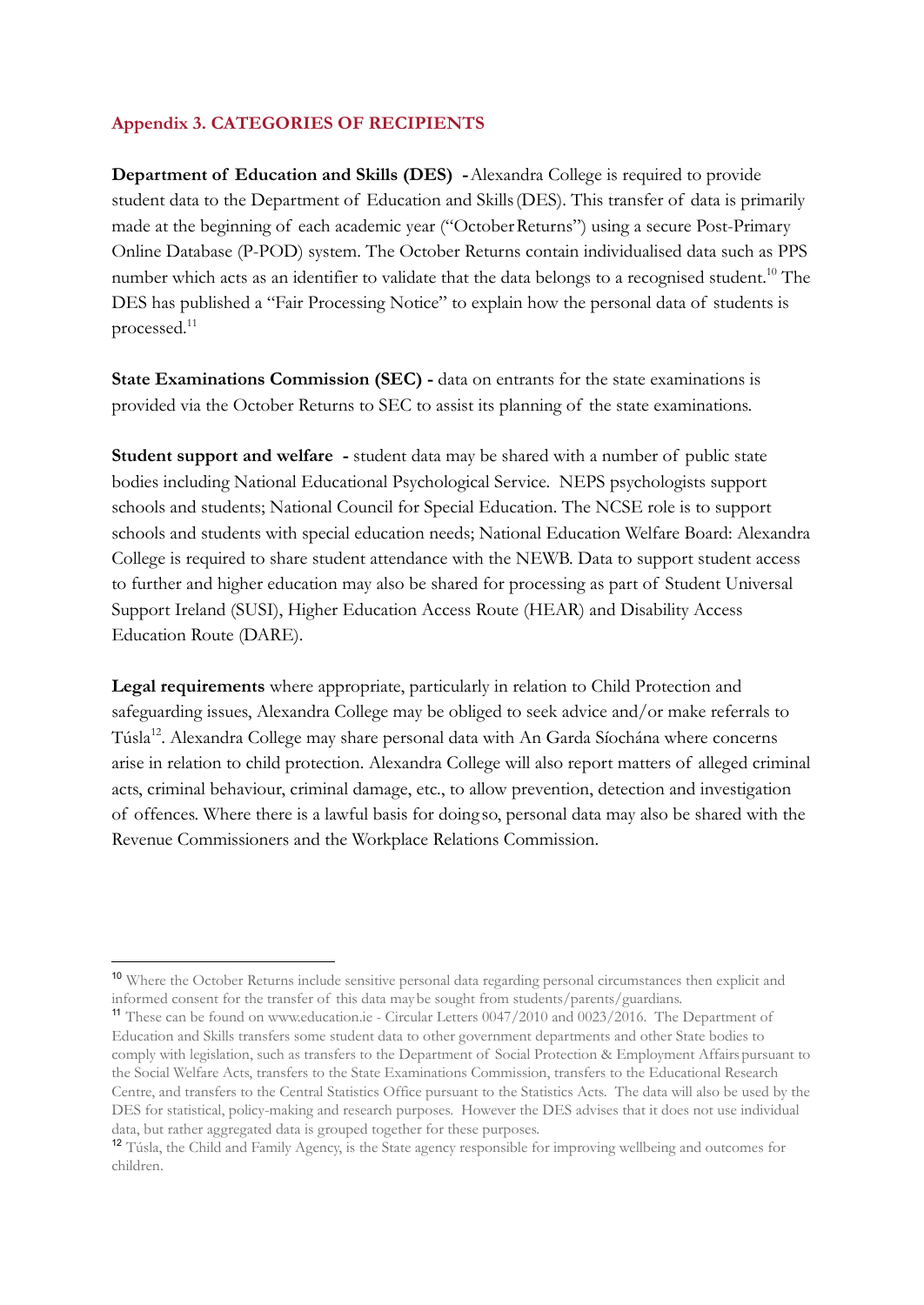## Appendix 3. CATEGORIES OF RECIPIENTS

**Department of Education and Skills (DES) -** Alexandra College is required to provide student data to the Department of Education and Skills (DES). This transfer of data is primarily made at the beginning of each academic year ("October Returns") using a secure Post-Primary Online Database (P-POD) system. The October Returns contain individualised data such as PPS number which acts as an identifier to validate that the data belongs to a recognised student.[10] The DES has published a "Fair Processing Notice" to explain how the personal data of students is processed.[11]

**State Examinations Commission (SEC) -** data on entrants for the state examinations is provided via the October Returns to SEC to assist its planning of the state examinations.

**Student support and welfare -** student data may be shared with a number of public state bodies including National Educational Psychological Service. NEPS psychologists support schools and students; National Council for Special Education. The NCSE role is to support schools and students with special education needs; National Education Welfare Board: Alexandra College is required to share student attendance with the NEWB. Data to support student access to further and higher education may also be shared for processing as part of Student Universal Support Ireland (SUSI), Higher Education Access Route (HEAR) and Disability Access Education Route (DARE).

**Legal requirements** where appropriate, particularly in relation to Child Protection and safeguarding issues, Alexandra College may be obliged to seek advice and/or make referrals to Túsla[12]. Alexandra College may share personal data with An Garda Síochána where concerns arise in relation to child protection. Alexandra College will also report matters of alleged criminal acts, criminal behaviour, criminal damage, etc., to allow prevention, detection and investigation of offences. Where there is a lawful basis for doing so, personal data may also be shared with the Revenue Commissioners and the Workplace Relations Commission.

---

[10] Where the October Returns include sensitive personal data regarding personal circumstances then explicit and informed consent for the transfer of this data may be sought from students/parents/guardians.

[11] These can be found on www.education.ie - Circular Letters 0047/2010 and 0023/2016. The Department of Education and Skills transfers some student data to other government departments and other State bodies to comply with legislation, such as transfers to the Department of Social Protection & Employment Affairs pursuant to the Social Welfare Acts, transfers to the State Examinations Commission, transfers to the Educational Research Centre, and transfers to the Central Statistics Office pursuant to the Statistics Acts. The data will also be used by the DES for statistical, policy-making and research purposes. However the DES advises that it does not use individual data, but rather aggregated data is grouped together for these purposes.

[12] Túsla, the Child and Family Agency, is the State agency responsible for improving wellbeing and outcomes for children.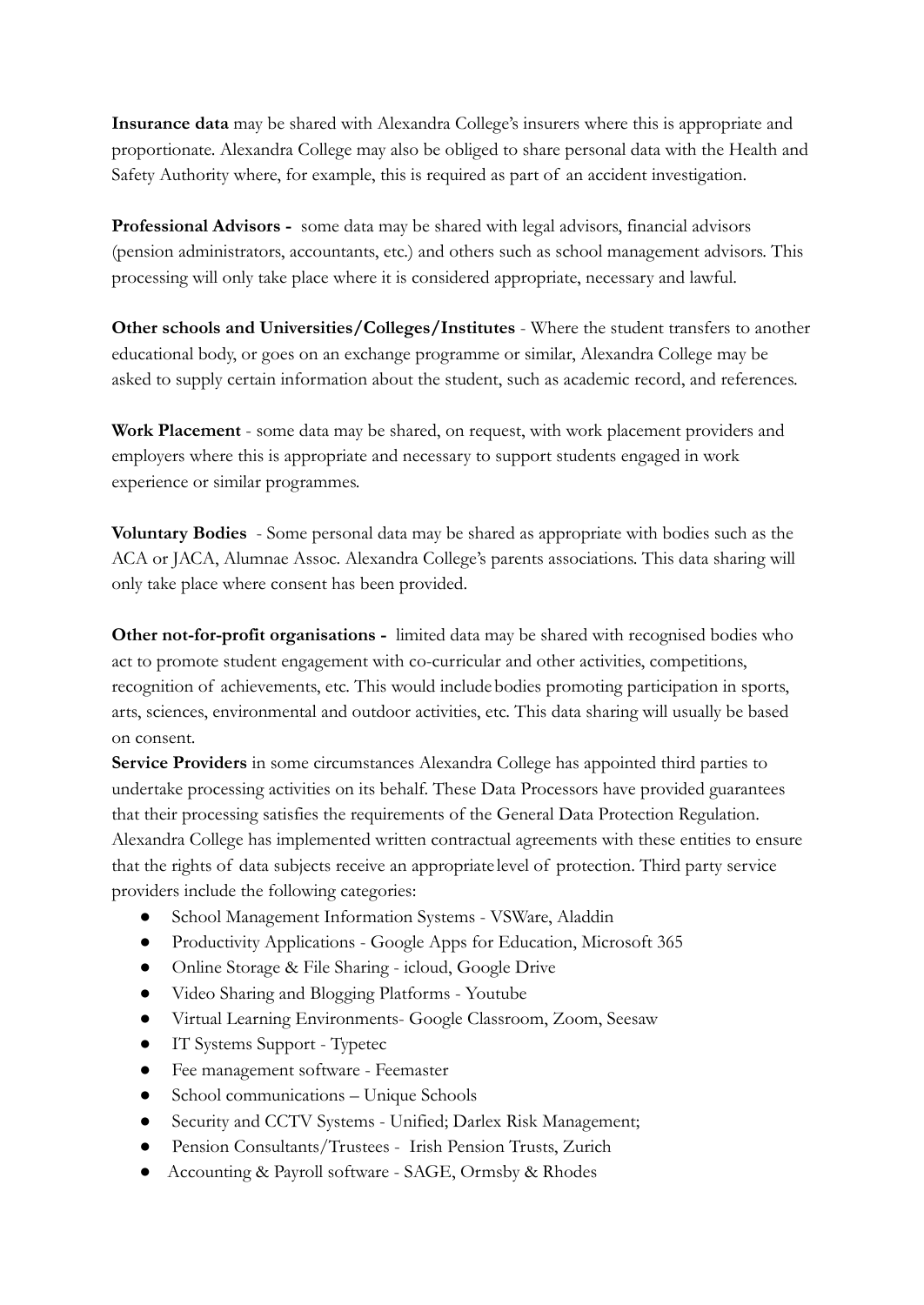**Insurance data** may be shared with Alexandra College's insurers where this is appropriate and proportionate. Alexandra College may also be obliged to share personal data with the Health and Safety Authority where, for example, this is required as part of an accident investigation.

**Professional Advisors -** some data may be shared with legal advisors, financial advisors (pension administrators, accountants, etc.) and others such as school management advisors. This processing will only take place where it is considered appropriate, necessary and lawful.

**Other schools and Universities/Colleges/Institutes** - Where the student transfers to another educational body, or goes on an exchange programme or similar, Alexandra College may be asked to supply certain information about the student, such as academic record, and references.

**Work Placement** - some data may be shared, on request, with work placement providers and employers where this is appropriate and necessary to support students engaged in work experience or similar programmes.

**Voluntary Bodies** - Some personal data may be shared as appropriate with bodies such as the ACA or JACA, Alumnae Assoc. Alexandra College's parents associations. This data sharing will only take place where consent has been provided.

**Other not-for-profit organisations -** limited data may be shared with recognised bodies who act to promote student engagement with co-curricular and other activities, competitions, recognition of achievements, etc. This would include bodies promoting participation in sports, arts, sciences, environmental and outdoor activities, etc. This data sharing will usually be based on consent.

**Service Providers** in some circumstances Alexandra College has appointed third parties to undertake processing activities on its behalf. These Data Processors have provided guarantees that their processing satisfies the requirements of the General Data Protection Regulation. Alexandra College has implemented written contractual agreements with these entities to ensure that the rights of data subjects receive an appropriate level of protection. Third party service providers include the following categories:

- School Management Information Systems - VSWare, Aladdin
- Productivity Applications - Google Apps for Education, Microsoft 365
- Online Storage & File Sharing - icloud, Google Drive
- Video Sharing and Blogging Platforms - Youtube
- Virtual Learning Environments- Google Classroom, Zoom, Seesaw
- IT Systems Support - Typetec
- Fee management software - Feemaster
- School communications – Unique Schools
- Security and CCTV Systems - Unified; Darlex Risk Management;
- Pension Consultants/Trustees - Irish Pension Trusts, Zurich
- Accounting & Payroll software - SAGE, Ormsby & Rhodes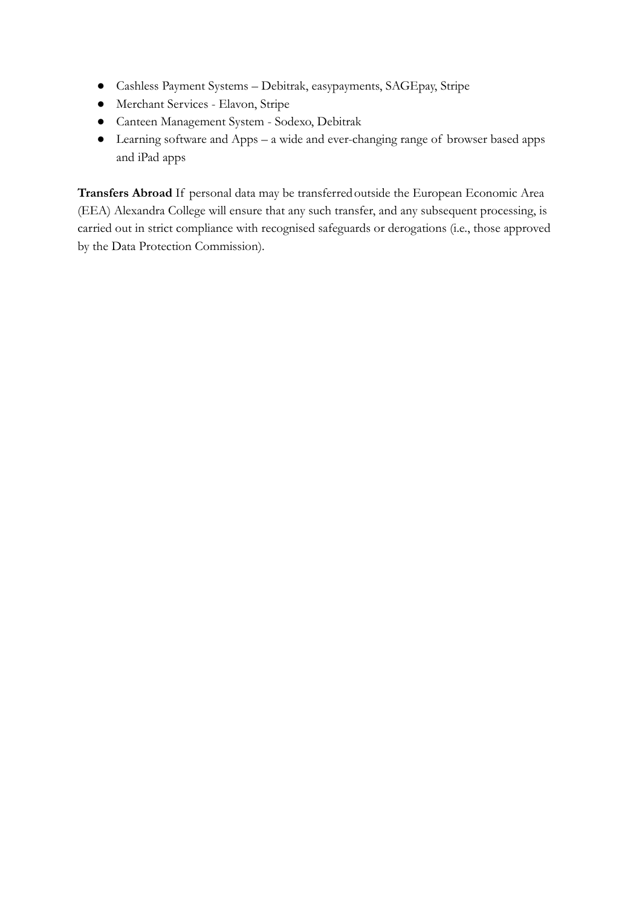- Cashless Payment Systems – Debitrak, easypayments, SAGEpay, Stripe
- Merchant Services - Elavon, Stripe
- Canteen Management System - Sodexo, Debitrak
- Learning software and Apps – a wide and ever-changing range of browser based apps and iPad apps

**Transfers Abroad** If personal data may be transferred outside the European Economic Area (EEA) Alexandra College will ensure that any such transfer, and any subsequent processing, is carried out in strict compliance with recognised safeguards or derogations (i.e., those approved by the Data Protection Commission).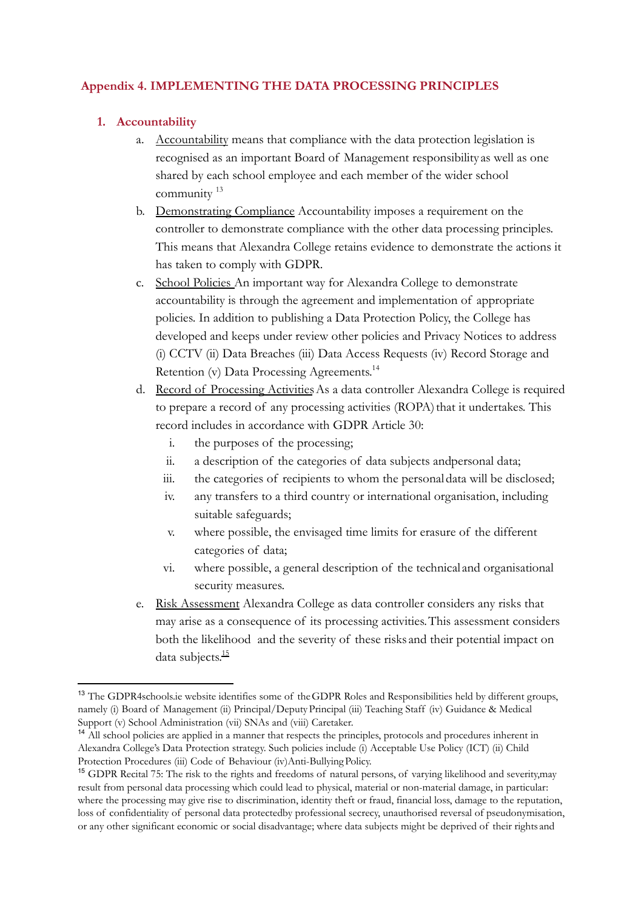## Appendix 4. IMPLEMENTING THE DATA PROCESSING PRINCIPLES

### 1. Accountability

a. Accountability means that compliance with the data protection legislation is recognised as an important Board of Management responsibility as well as one shared by each school employee and each member of the wider school community [13]

b. Demonstrating Compliance Accountability imposes a requirement on the controller to demonstrate compliance with the other data processing principles. This means that Alexandra College retains evidence to demonstrate the actions it has taken to comply with GDPR.

c. School Policies An important way for Alexandra College to demonstrate accountability is through the agreement and implementation of appropriate policies. In addition to publishing a Data Protection Policy, the College has developed and keeps under review other policies and Privacy Notices to address (i) CCTV (ii) Data Breaches (iii) Data Access Requests (iv) Record Storage and Retention (v) Data Processing Agreements.[14]

d. Record of Processing Activities As a data controller Alexandra College is required to prepare a record of any processing activities (ROPA) that it undertakes. This record includes in accordance with GDPR Article 30:

   i. the purposes of the processing;
   ii. a description of the categories of data subjects andpersonal data;
   iii. the categories of recipients to whom the personal data will be disclosed;
   iv. any transfers to a third country or international organisation, including suitable safeguards;
   v. where possible, the envisaged time limits for erasure of the different categories of data;
   vi. where possible, a general description of the technical and organisational security measures.

e. Risk Assessment Alexandra College as data controller considers any risks that may arise as a consequence of its processing activities. This assessment considers both the likelihood and the severity of these risks and their potential impact on data subjects.[15]

---

[13] The GDPR4schools.ie website identifies some of the GDPR Roles and Responsibilities held by different groups, namely (i) Board of Management (ii) Principal/Deputy Principal (iii) Teaching Staff (iv) Guidance & Medical Support (v) School Administration (vii) SNAs and (viii) Caretaker.

[14] All school policies are applied in a manner that respects the principles, protocols and procedures inherent in Alexandra College's Data Protection strategy. Such policies include (i) Acceptable Use Policy (ICT) (ii) Child Protection Procedures (iii) Code of Behaviour (iv)Anti-Bullying Policy.

[15] GDPR Recital 75: The risk to the rights and freedoms of natural persons, of varying likelihood and severity,may result from personal data processing which could lead to physical, material or non-material damage, in particular: where the processing may give rise to discrimination, identity theft or fraud, financial loss, damage to the reputation, loss of confidentiality of personal data protectedby professional secrecy, unauthorised reversal of pseudonymisation, or any other significant economic or social disadvantage; where data subjects might be deprived of their rights and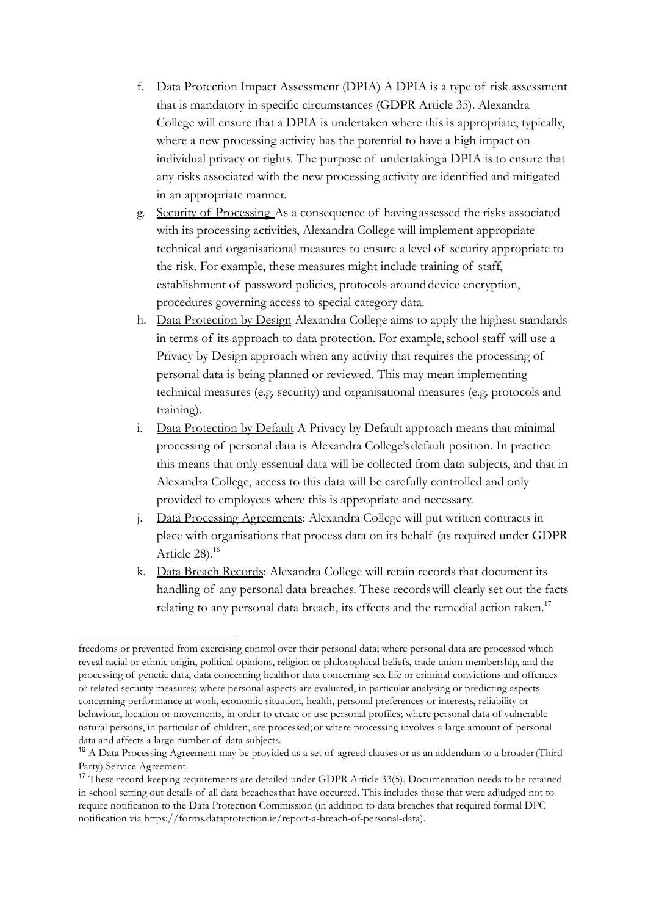f. <u>Data Protection Impact Assessment (DPIA)</u> A DPIA is a type of risk assessment that is mandatory in specific circumstances (GDPR Article 35). Alexandra College will ensure that a DPIA is undertaken where this is appropriate, typically, where a new processing activity has the potential to have a high impact on individual privacy or rights. The purpose of undertaking a DPIA is to ensure that any risks associated with the new processing activity are identified and mitigated in an appropriate manner.

g. <u>Security of Processing</u> As a consequence of having assessed the risks associated with its processing activities, Alexandra College will implement appropriate technical and organisational measures to ensure a level of security appropriate to the risk. For example, these measures might include training of staff, establishment of password policies, protocols around device encryption, procedures governing access to special category data.

h. <u>Data Protection by Design</u> Alexandra College aims to apply the highest standards in terms of its approach to data protection. For example, school staff will use a Privacy by Design approach when any activity that requires the processing of personal data is being planned or reviewed. This may mean implementing technical measures (e.g. security) and organisational measures (e.g. protocols and training).

i. <u>Data Protection by Default</u> A Privacy by Default approach means that minimal processing of personal data is Alexandra College's default position. In practice this means that only essential data will be collected from data subjects, and that in Alexandra College, access to this data will be carefully controlled and only provided to employees where this is appropriate and necessary.

j. <u>Data Processing Agreements</u>: Alexandra College will put written contracts in place with organisations that process data on its behalf (as required under GDPR Article 28).[16]

k. <u>Data Breach Records</u>: Alexandra College will retain records that document its handling of any personal data breaches. These records will clearly set out the facts relating to any personal data breach, its effects and the remedial action taken.[17]

---

freedoms or prevented from exercising control over their personal data; where personal data are processed which reveal racial or ethnic origin, political opinions, religion or philosophical beliefs, trade union membership, and the processing of genetic data, data concerning health or data concerning sex life or criminal convictions and offences or related security measures; where personal aspects are evaluated, in particular analysing or predicting aspects concerning performance at work, economic situation, health, personal preferences or interests, reliability or behaviour, location or movements, in order to create or use personal profiles; where personal data of vulnerable natural persons, in particular of children, are processed; or where processing involves a large amount of personal data and affects a large number of data subjects.

[16] A Data Processing Agreement may be provided as a set of agreed clauses or as an addendum to a broader (Third Party) Service Agreement.

[17] These record-keeping requirements are detailed under GDPR Article 33(5). Documentation needs to be retained in school setting out details of all data breaches that have occurred. This includes those that were adjudged not to require notification to the Data Protection Commission (in addition to data breaches that required formal DPC notification via https://forms.dataprotection.ie/report-a-breach-of-personal-data).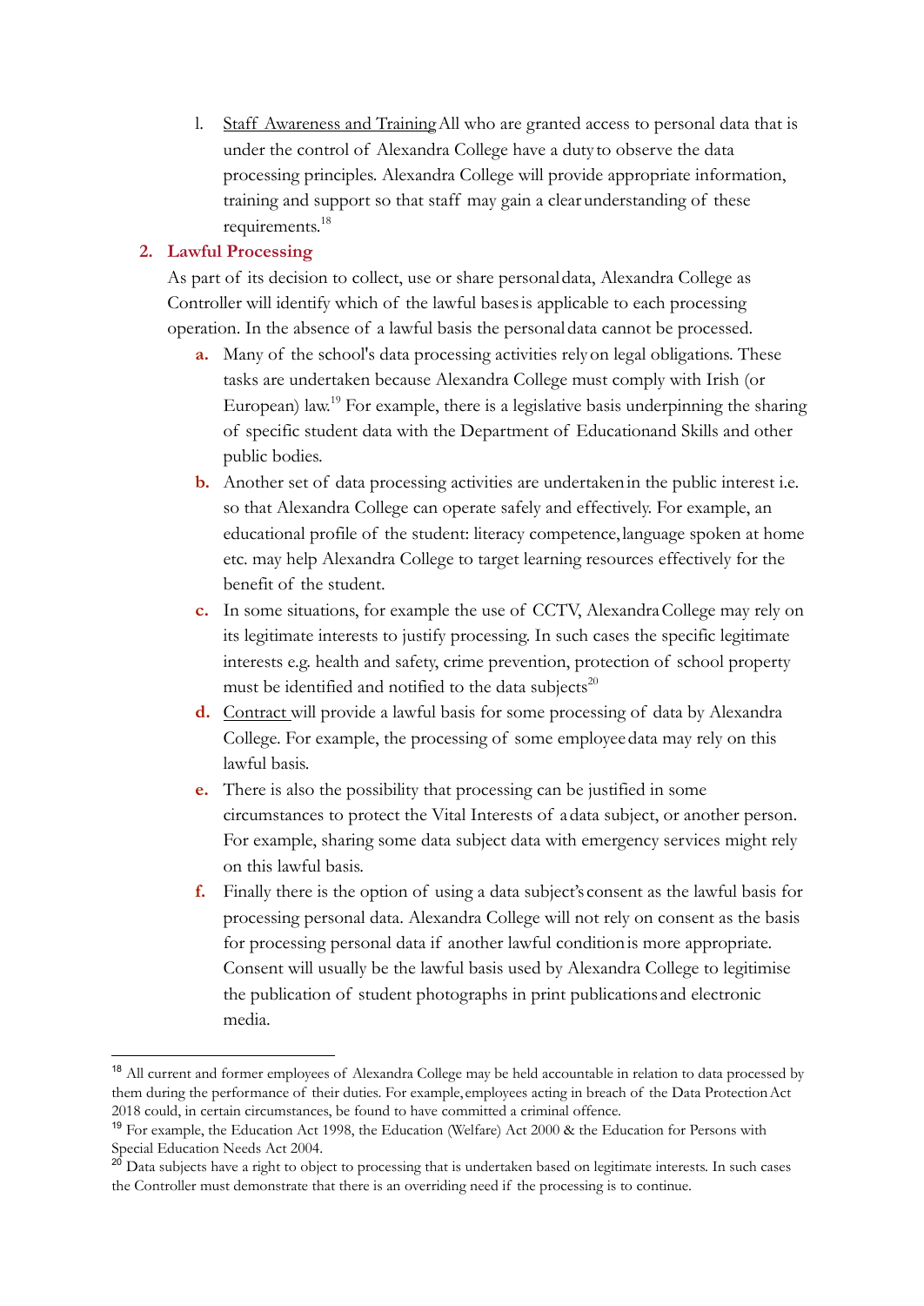l. Staff Awareness and Training All who are granted access to personal data that is under the control of Alexandra College have a duty to observe the data processing principles. Alexandra College will provide appropriate information, training and support so that staff may gain a clear understanding of these requirements.[18]

## 2. Lawful Processing

As part of its decision to collect, use or share personal data, Alexandra College as Controller will identify which of the lawful bases is applicable to each processing operation. In the absence of a lawful basis the personal data cannot be processed.

**a.** Many of the school's data processing activities rely on legal obligations. These tasks are undertaken because Alexandra College must comply with Irish (or European) law.[19] For example, there is a legislative basis underpinning the sharing of specific student data with the Department of Education and Skills and other public bodies.

**b.** Another set of data processing activities are undertaken in the public interest i.e. so that Alexandra College can operate safely and effectively. For example, an educational profile of the student: literacy competence, language spoken at home etc. may help Alexandra College to target learning resources effectively for the benefit of the student.

**c.** In some situations, for example the use of CCTV, Alexandra College may rely on its legitimate interests to justify processing. In such cases the specific legitimate interests e.g. health and safety, crime prevention, protection of school property must be identified and notified to the data subjects[20]

**d.** Contract will provide a lawful basis for some processing of data by Alexandra College. For example, the processing of some employee data may rely on this lawful basis.

**e.** There is also the possibility that processing can be justified in some circumstances to protect the Vital Interests of a data subject, or another person. For example, sharing some data subject data with emergency services might rely on this lawful basis.

**f.** Finally there is the option of using a data subject's consent as the lawful basis for processing personal data. Alexandra College will not rely on consent as the basis for processing personal data if another lawful condition is more appropriate. Consent will usually be the lawful basis used by Alexandra College to legitimise the publication of student photographs in print publications and electronic media.

---

[18] All current and former employees of Alexandra College may be held accountable in relation to data processed by them during the performance of their duties. For example, employees acting in breach of the Data Protection Act 2018 could, in certain circumstances, be found to have committed a criminal offence.

[19] For example, the Education Act 1998, the Education (Welfare) Act 2000 & the Education for Persons with Special Education Needs Act 2004.

[20] Data subjects have a right to object to processing that is undertaken based on legitimate interests. In such cases the Controller must demonstrate that there is an overriding need if the processing is to continue.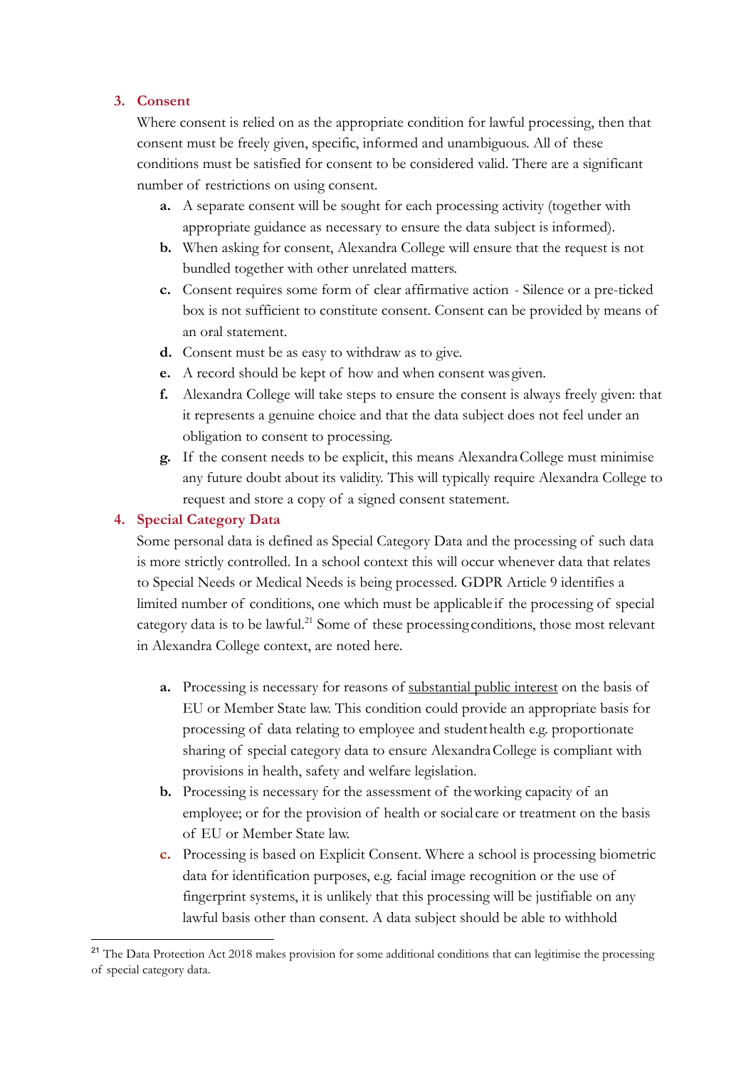## 3. Consent

Where consent is relied on as the appropriate condition for lawful processing, then that consent must be freely given, specific, informed and unambiguous. All of these conditions must be satisfied for consent to be considered valid. There are a significant number of restrictions on using consent.

- **a.** A separate consent will be sought for each processing activity (together with appropriate guidance as necessary to ensure the data subject is informed).
- **b.** When asking for consent, Alexandra College will ensure that the request is not bundled together with other unrelated matters.
- **c.** Consent requires some form of clear affirmative action - Silence or a pre-ticked box is not sufficient to constitute consent. Consent can be provided by means of an oral statement.
- **d.** Consent must be as easy to withdraw as to give.
- **e.** A record should be kept of how and when consent was given.
- **f.** Alexandra College will take steps to ensure the consent is always freely given: that it represents a genuine choice and that the data subject does not feel under an obligation to consent to processing.
- **g.** If the consent needs to be explicit, this means Alexandra College must minimise any future doubt about its validity. This will typically require Alexandra College to request and store a copy of a signed consent statement.

## 4. Special Category Data

Some personal data is defined as Special Category Data and the processing of such data is more strictly controlled. In a school context this will occur whenever data that relates to Special Needs or Medical Needs is being processed. GDPR Article 9 identifies a limited number of conditions, one which must be applicable if the processing of special category data is to be lawful.[21] Some of these processing conditions, those most relevant in Alexandra College context, are noted here.

- **a.** Processing is necessary for reasons of <u>substantial public interest</u> on the basis of EU or Member State law. This condition could provide an appropriate basis for processing of data relating to employee and student health e.g. proportionate sharing of special category data to ensure Alexandra College is compliant with provisions in health, safety and welfare legislation.
- **b.** Processing is necessary for the assessment of the working capacity of an employee; or for the provision of health or social care or treatment on the basis of EU or Member State law.
- **c.** Processing is based on Explicit Consent. Where a school is processing biometric data for identification purposes, e.g. facial image recognition or the use of fingerprint systems, it is unlikely that this processing will be justifiable on any lawful basis other than consent. A data subject should be able to withhold

[21] The Data Protection Act 2018 makes provision for some additional conditions that can legitimise the processing of special category data.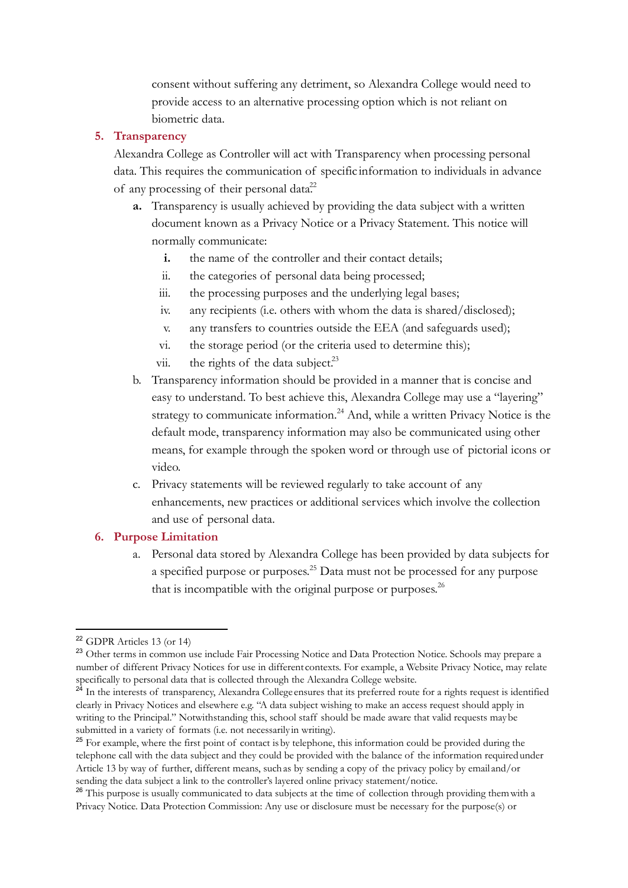consent without suffering any detriment, so Alexandra College would need to provide access to an alternative processing option which is not reliant on biometric data.

5. **Transparency**

Alexandra College as Controller will act with Transparency when processing personal data. This requires the communication of specific information to individuals in advance of any processing of their personal data.[22]

   **a.** Transparency is usually achieved by providing the data subject with a written document known as a Privacy Notice or a Privacy Statement. This notice will normally communicate:

      **i.** the name of the controller and their contact details;

      ii. the categories of personal data being processed;

      iii. the processing purposes and the underlying legal bases;

      iv. any recipients (i.e. others with whom the data is shared/disclosed);

      v. any transfers to countries outside the EEA (and safeguards used);

      vi. the storage period (or the criteria used to determine this);

      vii. the rights of the data subject.[23]

   b. Transparency information should be provided in a manner that is concise and easy to understand. To best achieve this, Alexandra College may use a "layering" strategy to communicate information.[24] And, while a written Privacy Notice is the default mode, transparency information may also be communicated using other means, for example through the spoken word or through use of pictorial icons or video.

   c. Privacy statements will be reviewed regularly to take account of any enhancements, new practices or additional services which involve the collection and use of personal data.

6. **Purpose Limitation**

   a. Personal data stored by Alexandra College has been provided by data subjects for a specified purpose or purposes.[25] Data must not be processed for any purpose that is incompatible with the original purpose or purposes.[26]

---

[22] GDPR Articles 13 (or 14)

[23] Other terms in common use include Fair Processing Notice and Data Protection Notice. Schools may prepare a number of different Privacy Notices for use in different contexts. For example, a Website Privacy Notice, may relate specifically to personal data that is collected through the Alexandra College website.

[24] In the interests of transparency, Alexandra College ensures that its preferred route for a rights request is identified clearly in Privacy Notices and elsewhere e.g. "A data subject wishing to make an access request should apply in writing to the Principal." Notwithstanding this, school staff should be made aware that valid requests may be submitted in a variety of formats (i.e. not necessarily in writing).

[25] For example, where the first point of contact is by telephone, this information could be provided during the telephone call with the data subject and they could be provided with the balance of the information required under Article 13 by way of further, different means, such as by sending a copy of the privacy policy by email and/or sending the data subject a link to the controller's layered online privacy statement/notice.

[26] This purpose is usually communicated to data subjects at the time of collection through providing them with a Privacy Notice. Data Protection Commission: Any use or disclosure must be necessary for the purpose(s) or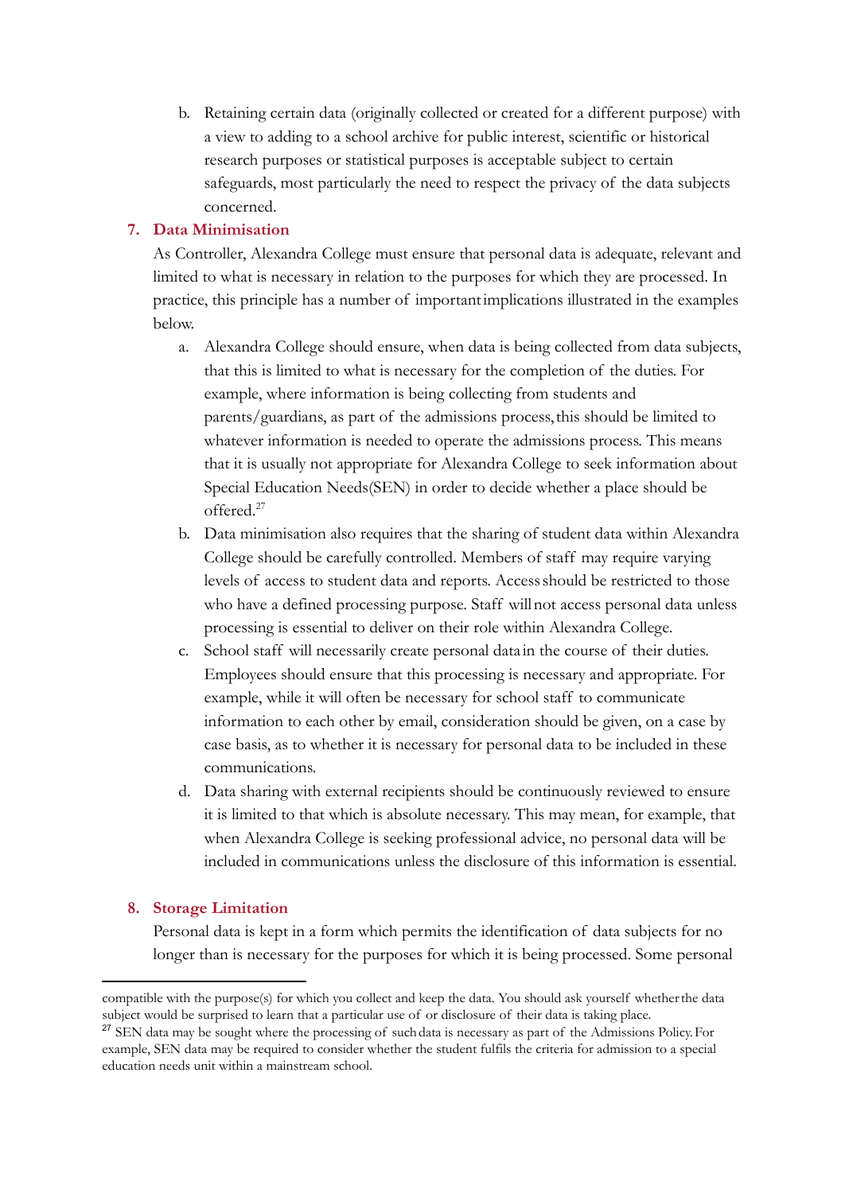b. Retaining certain data (originally collected or created for a different purpose) with a view to adding to a school archive for public interest, scientific or historical research purposes or statistical purposes is acceptable subject to certain safeguards, most particularly the need to respect the privacy of the data subjects concerned.

## 7. Data Minimisation

As Controller, Alexandra College must ensure that personal data is adequate, relevant and limited to what is necessary in relation to the purposes for which they are processed. In practice, this principle has a number of important implications illustrated in the examples below.

a. Alexandra College should ensure, when data is being collected from data subjects, that this is limited to what is necessary for the completion of the duties. For example, where information is being collecting from students and parents/guardians, as part of the admissions process, this should be limited to whatever information is needed to operate the admissions process. This means that it is usually not appropriate for Alexandra College to seek information about Special Education Needs(SEN) in order to decide whether a place should be offered.[27]

b. Data minimisation also requires that the sharing of student data within Alexandra College should be carefully controlled. Members of staff may require varying levels of access to student data and reports. Access should be restricted to those who have a defined processing purpose. Staff will not access personal data unless processing is essential to deliver on their role within Alexandra College.

c. School staff will necessarily create personal data in the course of their duties. Employees should ensure that this processing is necessary and appropriate. For example, while it will often be necessary for school staff to communicate information to each other by email, consideration should be given, on a case by case basis, as to whether it is necessary for personal data to be included in these communications.

d. Data sharing with external recipients should be continuously reviewed to ensure it is limited to that which is absolute necessary. This may mean, for example, that when Alexandra College is seeking professional advice, no personal data will be included in communications unless the disclosure of this information is essential.

## 8. Storage Limitation

Personal data is kept in a form which permits the identification of data subjects for no longer than is necessary for the purposes for which it is being processed. Some personal

---

compatible with the purpose(s) for which you collect and keep the data. You should ask yourself whether the data subject would be surprised to learn that a particular use of or disclosure of their data is taking place.

[27] SEN data may be sought where the processing of such data is necessary as part of the Admissions Policy. For example, SEN data may be required to consider whether the student fulfils the criteria for admission to a special education needs unit within a mainstream school.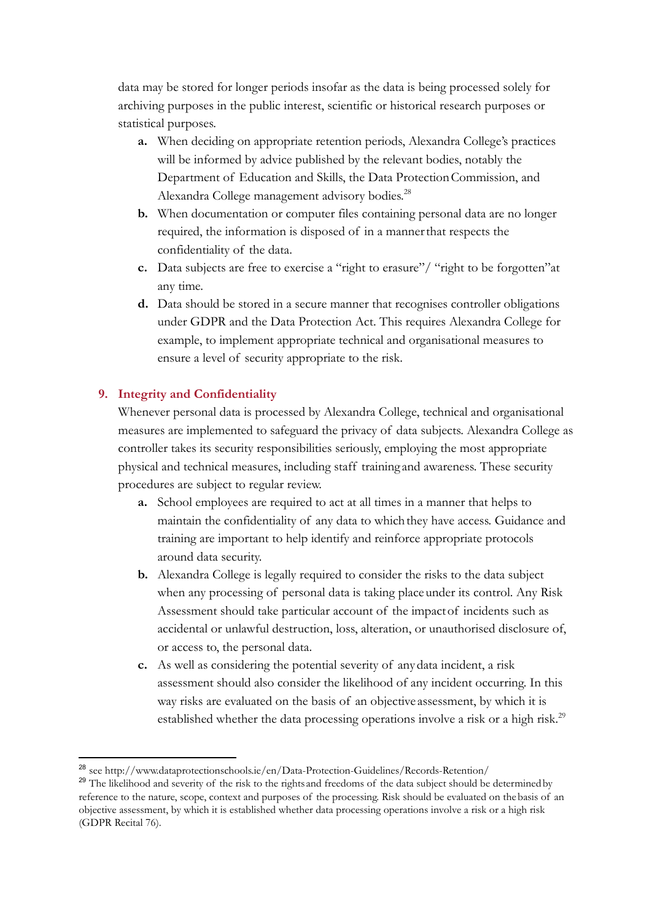data may be stored for longer periods insofar as the data is being processed solely for archiving purposes in the public interest, scientific or historical research purposes or statistical purposes.

   **a.** When deciding on appropriate retention periods, Alexandra College's practices will be informed by advice published by the relevant bodies, notably the Department of Education and Skills, the Data Protection Commission, and Alexandra College management advisory bodies.[28]

   **b.** When documentation or computer files containing personal data are no longer required, the information is disposed of in a manner that respects the confidentiality of the data.

   **c.** Data subjects are free to exercise a "right to erasure"/ "right to be forgotten" at any time.

   **d.** Data should be stored in a secure manner that recognises controller obligations under GDPR and the Data Protection Act. This requires Alexandra College for example, to implement appropriate technical and organisational measures to ensure a level of security appropriate to the risk.

## 9. Integrity and Confidentiality

Whenever personal data is processed by Alexandra College, technical and organisational measures are implemented to safeguard the privacy of data subjects. Alexandra College as controller takes its security responsibilities seriously, employing the most appropriate physical and technical measures, including staff training and awareness. These security procedures are subject to regular review.

   **a.** School employees are required to act at all times in a manner that helps to maintain the confidentiality of any data to which they have access. Guidance and training are important to help identify and reinforce appropriate protocols around data security.

   **b.** Alexandra College is legally required to consider the risks to the data subject when any processing of personal data is taking place under its control. Any Risk Assessment should take particular account of the impact of incidents such as accidental or unlawful destruction, loss, alteration, or unauthorised disclosure of, or access to, the personal data.

   **c.** As well as considering the potential severity of any data incident, a risk assessment should also consider the likelihood of any incident occurring. In this way risks are evaluated on the basis of an objective assessment, by which it is established whether the data processing operations involve a risk or a high risk.[29]

---

[28] see http://www.dataprotectionschools.ie/en/Data-Protection-Guidelines/Records-Retention/

[29] The likelihood and severity of the risk to the rights and freedoms of the data subject should be determined by reference to the nature, scope, context and purposes of the processing. Risk should be evaluated on the basis of an objective assessment, by which it is established whether data processing operations involve a risk or a high risk (GDPR Recital 76).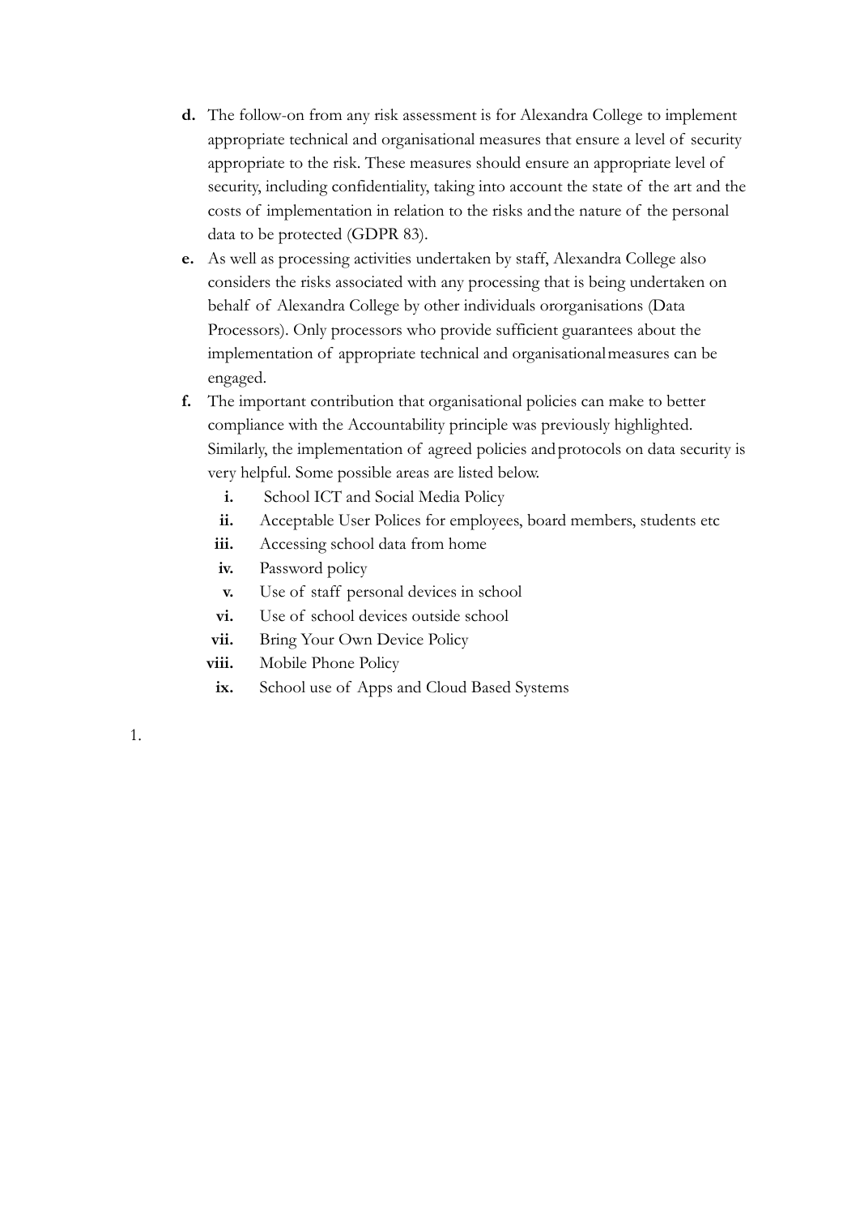**d.** The follow-on from any risk assessment is for Alexandra College to implement appropriate technical and organisational measures that ensure a level of security appropriate to the risk. These measures should ensure an appropriate level of security, including confidentiality, taking into account the state of the art and the costs of implementation in relation to the risks and the nature of the personal data to be protected (GDPR 83).

**e.** As well as processing activities undertaken by staff, Alexandra College also considers the risks associated with any processing that is being undertaken on behalf of Alexandra College by other individuals ororganisations (Data Processors). Only processors who provide sufficient guarantees about the implementation of appropriate technical and organisational measures can be engaged.

**f.** The important contribution that organisational policies can make to better compliance with the Accountability principle was previously highlighted. Similarly, the implementation of agreed policies and protocols on data security is very helpful. Some possible areas are listed below.

   **i.** School ICT and Social Media Policy
   **ii.** Acceptable User Polices for employees, board members, students etc
   **iii.** Accessing school data from home
   **iv.** Password policy
   **v.** Use of staff personal devices in school
   **vi.** Use of school devices outside school
   **vii.** Bring Your Own Device Policy
   **viii.** Mobile Phone Policy
   **ix.** School use of Apps and Cloud Based Systems

1.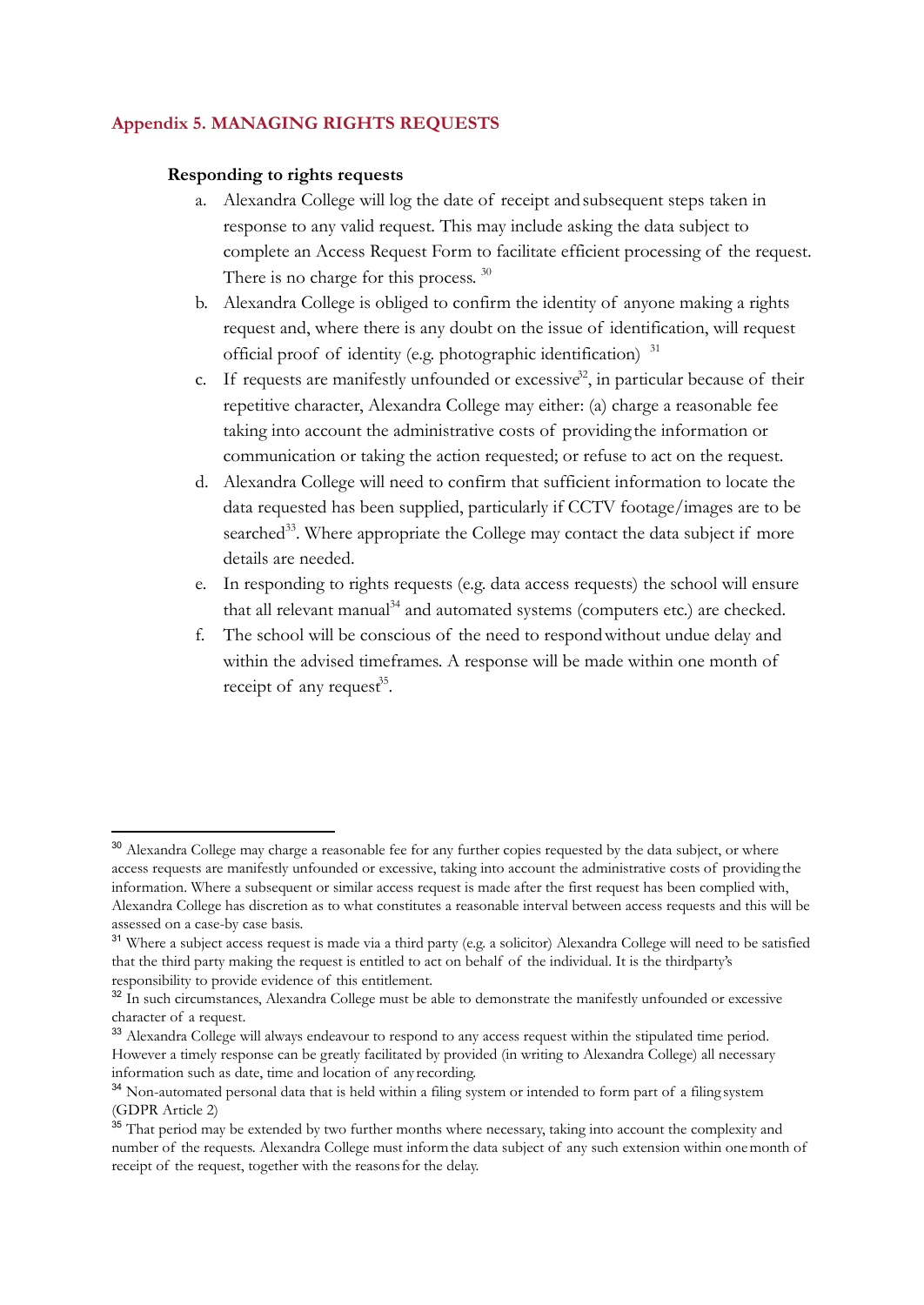## Appendix 5. MANAGING RIGHTS REQUESTS

**Responding to rights requests**

a. Alexandra College will log the date of receipt and subsequent steps taken in response to any valid request. This may include asking the data subject to complete an Access Request Form to facilitate efficient processing of the request. There is no charge for this process. [30]

b. Alexandra College is obliged to confirm the identity of anyone making a rights request and, where there is any doubt on the issue of identification, will request official proof of identity (e.g. photographic identification) [31]

c. If requests are manifestly unfounded or excessive[32], in particular because of their repetitive character, Alexandra College may either: (a) charge a reasonable fee taking into account the administrative costs of providing the information or communication or taking the action requested; or refuse to act on the request.

d. Alexandra College will need to confirm that sufficient information to locate the data requested has been supplied, particularly if CCTV footage/images are to be searched[33]. Where appropriate the College may contact the data subject if more details are needed.

e. In responding to rights requests (e.g. data access requests) the school will ensure that all relevant manual[34] and automated systems (computers etc.) are checked.

f. The school will be conscious of the need to respond without undue delay and within the advised timeframes. A response will be made within one month of receipt of any request[35].

---

[30] Alexandra College may charge a reasonable fee for any further copies requested by the data subject, or where access requests are manifestly unfounded or excessive, taking into account the administrative costs of providing the information. Where a subsequent or similar access request is made after the first request has been complied with, Alexandra College has discretion as to what constitutes a reasonable interval between access requests and this will be assessed on a case-by case basis.

[31] Where a subject access request is made via a third party (e.g. a solicitor) Alexandra College will need to be satisfied that the third party making the request is entitled to act on behalf of the individual. It is the thirdparty's responsibility to provide evidence of this entitlement.

[32] In such circumstances, Alexandra College must be able to demonstrate the manifestly unfounded or excessive character of a request.

[33] Alexandra College will always endeavour to respond to any access request within the stipulated time period. However a timely response can be greatly facilitated by provided (in writing to Alexandra College) all necessary information such as date, time and location of any recording.

[34] Non-automated personal data that is held within a filing system or intended to form part of a filing system (GDPR Article 2)

[35] That period may be extended by two further months where necessary, taking into account the complexity and number of the requests. Alexandra College must inform the data subject of any such extension within one month of receipt of the request, together with the reasons for the delay.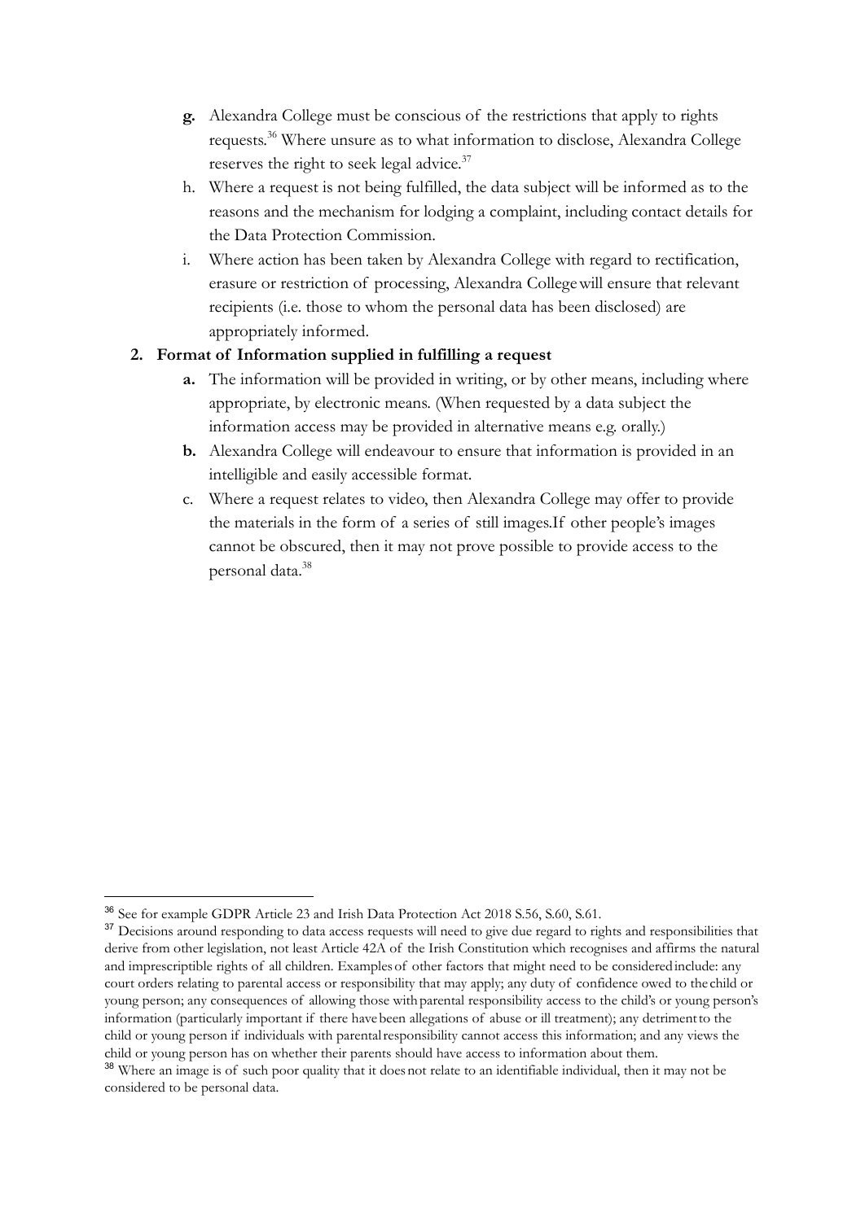g. Alexandra College must be conscious of the restrictions that apply to rights requests.[36] Where unsure as to what information to disclose, Alexandra College reserves the right to seek legal advice.[37]

h. Where a request is not being fulfilled, the data subject will be informed as to the reasons and the mechanism for lodging a complaint, including contact details for the Data Protection Commission.

i. Where action has been taken by Alexandra College with regard to rectification, erasure or restriction of processing, Alexandra College will ensure that relevant recipients (i.e. those to whom the personal data has been disclosed) are appropriately informed.

**2. Format of Information supplied in fulfilling a request**

a. The information will be provided in writing, or by other means, including where appropriate, by electronic means. (When requested by a data subject the information access may be provided in alternative means e.g. orally.)

b. Alexandra College will endeavour to ensure that information is provided in an intelligible and easily accessible format.

c. Where a request relates to video, then Alexandra College may offer to provide the materials in the form of a series of still images.If other people's images cannot be obscured, then it may not prove possible to provide access to the personal data.[38]

---

[36] See for example GDPR Article 23 and Irish Data Protection Act 2018 S.56, S.60, S.61.

[37] Decisions around responding to data access requests will need to give due regard to rights and responsibilities that derive from other legislation, not least Article 42A of the Irish Constitution which recognises and affirms the natural and imprescriptible rights of all children. Examples of other factors that might need to be considered include: any court orders relating to parental access or responsibility that may apply; any duty of confidence owed to the child or young person; any consequences of allowing those with parental responsibility access to the child's or young person's information (particularly important if there have been allegations of abuse or ill treatment); any detriment to the child or young person if individuals with parental responsibility cannot access this information; and any views the child or young person has on whether their parents should have access to information about them.

[38] Where an image is of such poor quality that it does not relate to an identifiable individual, then it may not be considered to be personal data.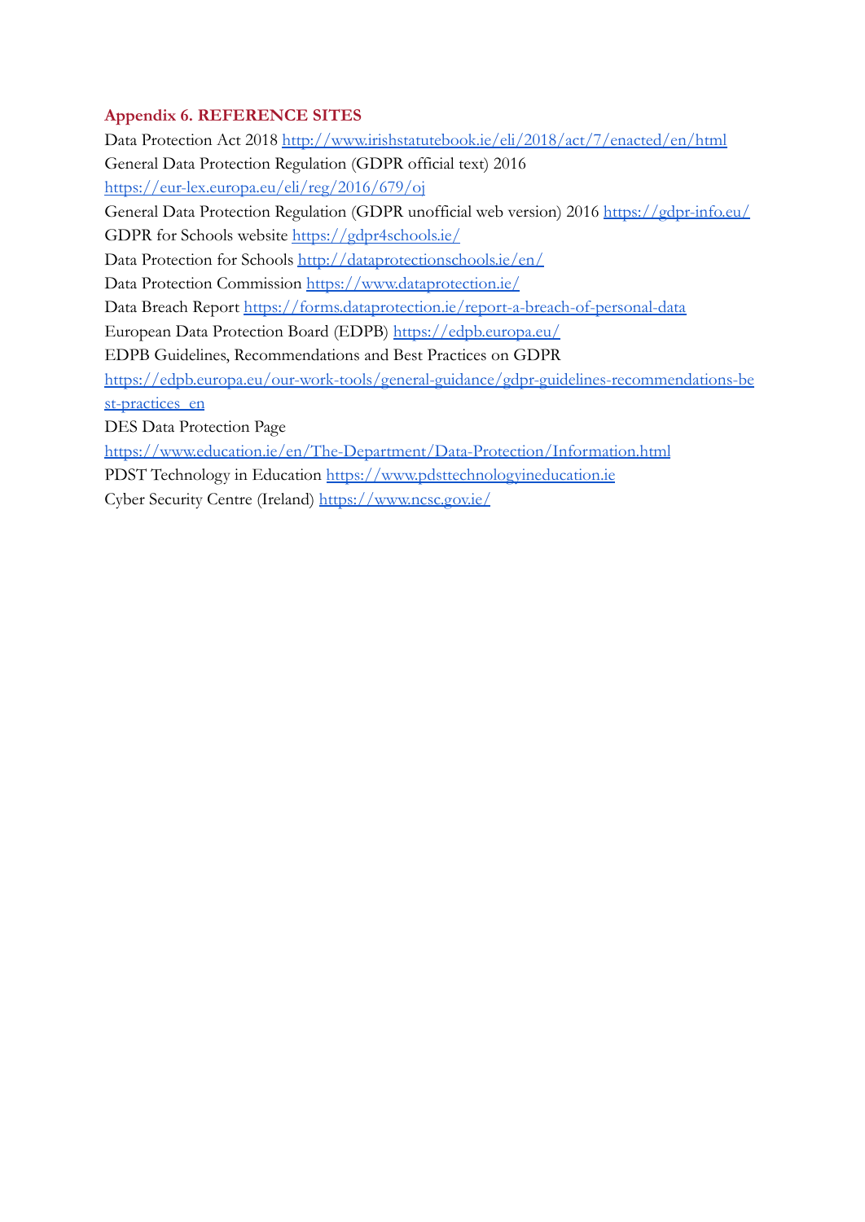## Appendix 6. REFERENCE SITES

Data Protection Act 2018 http://www.irishstatutebook.ie/eli/2018/act/7/enacted/en/html

General Data Protection Regulation (GDPR official text) 2016 https://eur-lex.europa.eu/eli/reg/2016/679/oj

General Data Protection Regulation (GDPR unofficial web version) 2016 https://gdpr-info.eu/

GDPR for Schools website https://gdpr4schools.ie/

Data Protection for Schools http://dataprotectionschools.ie/en/

Data Protection Commission https://www.dataprotection.ie/

Data Breach Report https://forms.dataprotection.ie/report-a-breach-of-personal-data

European Data Protection Board (EDPB) https://edpb.europa.eu/

EDPB Guidelines, Recommendations and Best Practices on GDPR https://edpb.europa.eu/our-work-tools/general-guidance/gdpr-guidelines-recommendations-best-practices_en

DES Data Protection Page https://www.education.ie/en/The-Department/Data-Protection/Information.html

PDST Technology in Education https://www.pdsttechnologyineducation.ie

Cyber Security Centre (Ireland) https://www.ncsc.gov.ie/